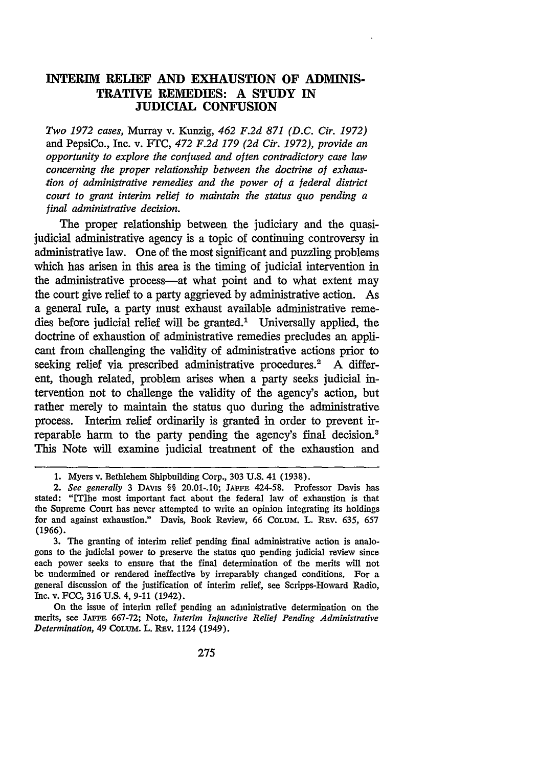# INTERIM RELIEF AND EXHAUSTION OF ADMINISTRATIVE REMEDIES: A STUDY IN JUDICIAL CONFUSION

*Two 1972 cases,* Murray v. Kunzig, *462 F.2d 871 (D.C. Cir. 1972)* and PepsiCo., Inc. v. FTC, *472 F.2d 179 (2d Cir. 1972), provide an opportunity to explore the confused and often contradictory case law concerning the proper relationship between the doctrine of exhaustion of administrative remedies and the power of a federal district court to grant interim relief to maintain the status quo pending a final administrative decision.*

The proper relationship between the judiciary and the quasi-judicial administrative agency is a topic of continuing controversy in administrative law. One of the most significant and puzzling problems which has arisen in this area is the timing of judicial intervention in the administrative process—at what point and to what extent may the court give relief to a party aggrieved by administrative action. As a general rule, a party must exhaust available administrative remedies before judicial relief will be granted.[1] Universally applied, the doctrine of exhaustion of administrative remedies precludes an applicant from challenging the validity of administrative actions prior to seeking relief via prescribed administrative procedures.[2] A different, though related, problem arises when a party seeks judicial intervention not to challenge the validity of the agency's action, but rather merely to maintain the status quo during the administrative process. Interim relief ordinarily is granted in order to prevent irreparable harm to the party pending the agency's final decision.[3] This Note will examine judicial treatment of the exhaustion and

---

1. Myers v. Bethlehem Shipbuilding Corp., 303 U.S. 41 (1938).

2. *See generally* 3 DAVIS §§ 20.01-.10; JAFFE 424-58. Professor Davis has stated: "[T]he most important fact about the federal law of exhaustion is that the Supreme Court has never attempted to write an opinion integrating its holdings for and against exhaustion." Davis, Book Review, 66 COLUM. L. REV. 635, 657 (1966).

3. The granting of interim relief pending final administrative action is analogous to the judicial power to preserve the status quo pending judicial review since each power seeks to ensure that the final determination of the merits will not be undermined or rendered ineffective by irreparably changed conditions. For a general discussion of the justification of interim relief, see Scripps-Howard Radio, Inc. v. FCC, 316 U.S. 4, 9-11 (1942).

On the issue of interim relief pending an administrative determination on the merits, see JAFFE 667-72; Note, *Interim Injunctive Relief Pending Administrative Determination,* 49 COLUM. L. REV. 1124 (1949).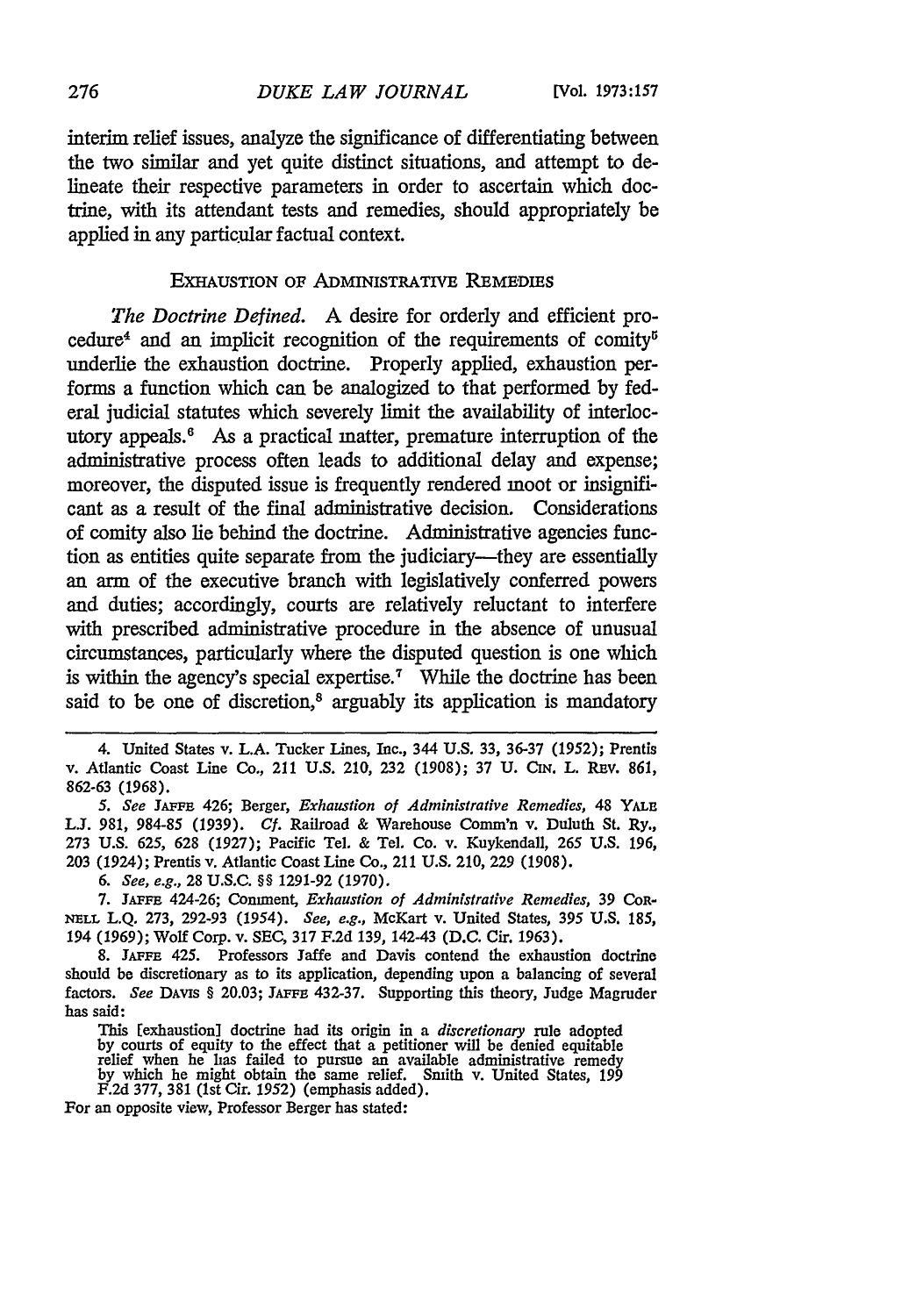interim relief issues, analyze the significance of differentiating between the two similar and yet quite distinct situations, and attempt to delineate their respective parameters in order to ascertain which doctrine, with its attendant tests and remedies, should appropriately be applied in any particular factual context.

## EXHAUSTION OF ADMINISTRATIVE REMEDIES

*The Doctrine Defined.* A desire for orderly and efficient procedure[4] and an implicit recognition of the requirements of comity[5] underlie the exhaustion doctrine. Properly applied, exhaustion performs a function which can be analogized to that performed by federal judicial statutes which severely limit the availability of interlocutory appeals.[6] As a practical matter, premature interruption of the administrative process often leads to additional delay and expense; moreover, the disputed issue is frequently rendered moot or insignificant as a result of the final administrative decision. Considerations of comity also lie behind the doctrine. Administrative agencies function as entities quite separate from the judiciary—they are essentially an arm of the executive branch with legislatively conferred powers and duties; accordingly, courts are relatively reluctant to interfere with prescribed administrative procedure in the absence of unusual circumstances, particularly where the disputed question is one which is within the agency's special expertise.[7] While the doctrine has been said to be one of discretion,[8] arguably its application is mandatory

---

4. United States v. L.A. Tucker Lines, Inc., 344 U.S. 33, 36-37 (1952); Prentis v. Atlantic Coast Line Co., 211 U.S. 210, 232 (1908); 37 U. CIN. L. REV. 861, 862-63 (1968).

5. *See* JAFFE 426; Berger, *Exhaustion of Administrative Remedies*, 48 YALE L.J. 981, 984-85 (1939). *Cf.* Railroad & Warehouse Comm'n v. Duluth St. Ry., 273 U.S. 625, 628 (1927); Pacific Tel. & Tel. Co. v. Kuykendall, 265 U.S. 196, 203 (1924); Prentis v. Atlantic Coast Line Co., 211 U.S. 210, 229 (1908).

6. *See, e.g.*, 28 U.S.C. §§ 1291-92 (1970).

7. JAFFE 424-26; Comment, *Exhaustion of Administrative Remedies*, 39 CORNELL L.Q. 273, 292-93 (1954). *See, e.g.*, McKart v. United States, 395 U.S. 185, 194 (1969); Wolf Corp. v. SEC, 317 F.2d 139, 142-43 (D.C. Cir. 1963).

8. JAFFE 425. Professors Jaffe and Davis contend the exhaustion doctrine should be discretionary as to its application, depending upon a balancing of several factors. *See* DAVIS § 20.03; JAFFE 432-37. Supporting this theory, Judge Magruder has said:

> This [exhaustion] doctrine had its origin in a *discretionary* rule adopted by courts of equity to the effect that a petitioner will be denied equitable relief when he has failed to pursue an available administrative remedy by which he might obtain the same relief. Smith v. United States, 199 F.2d 377, 381 (1st Cir. 1952) (emphasis added).

For an opposite view, Professor Berger has stated: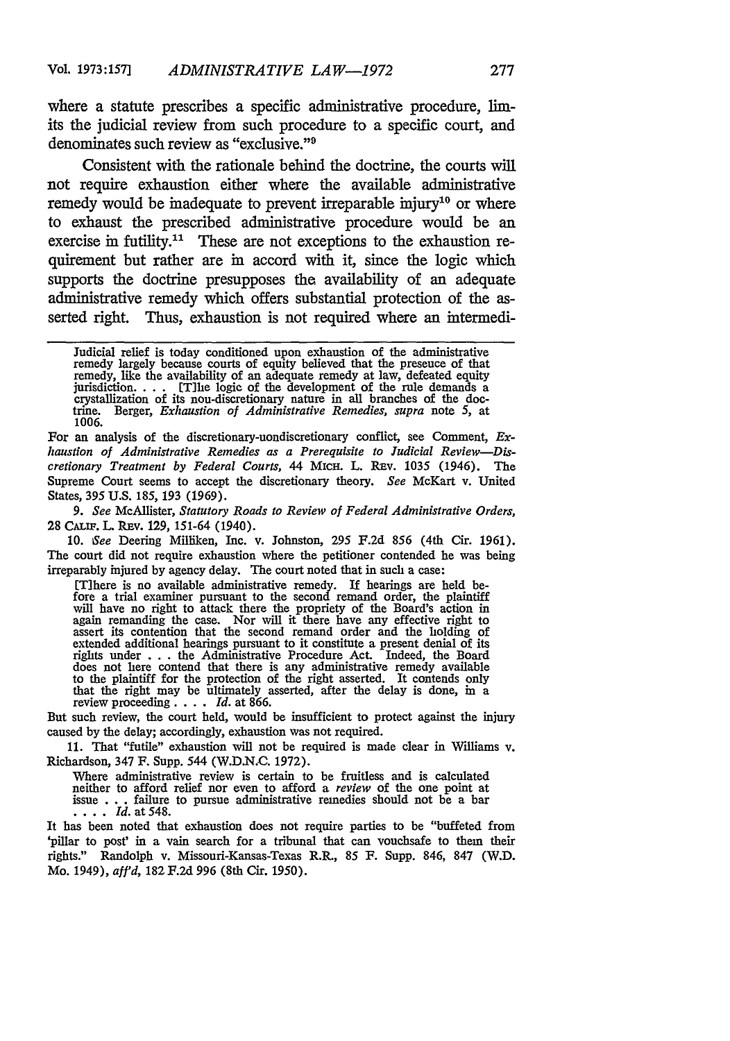where a statute prescribes a specific administrative procedure, limits the judicial review from such procedure to a specific court, and denominates such review as "exclusive."[9]

Consistent with the rationale behind the doctrine, the courts will not require exhaustion either where the available administrative remedy would be inadequate to prevent irreparable injury[10] or where to exhaust the prescribed administrative procedure would be an exercise in futility.[11] These are not exceptions to the exhaustion requirement but rather are in accord with it, since the logic which supports the doctrine presupposes the availability of an adequate administrative remedy which offers substantial protection of the asserted right. Thus, exhaustion is not required where an intermedi-

---

> Judicial relief is today conditioned upon exhaustion of the administrative remedy largely because courts of equity believed that the presence of that remedy, like the availability of an adequate remedy at law, defeated equity jurisdiction. . . . [T]he logic of the development of the rule demands a crystallization of its non-discretionary nature in all branches of the doctrine. Berger, *Exhaustion of Administrative Remedies*, *supra* note 5, at 1006.

For an analysis of the discretionary-nondiscretionary conflict, see Comment, *Exhaustion of Administrative Remedies as a Prerequisite to Judicial Review—Discretionary Treatment by Federal Courts*, 44 MICH. L. REV. 1035 (1946). The Supreme Court seems to accept the discretionary theory. *See* McKart v. United States, 395 U.S. 185, 193 (1969).

9. *See* McAllister, *Statutory Roads to Review of Federal Administrative Orders*, 28 CALIF. L. REV. 129, 151-64 (1940).

10. *See* Deering Milliken, Inc. v. Johnston, 295 F.2d 856 (4th Cir. 1961). The court did not require exhaustion where the petitioner contended he was being irreparably injured by agency delay. The court noted that in such a case:

> [T]here is no available administrative remedy. If hearings are held before a trial examiner pursuant to the second remand order, the plaintiff will have no right to attack there the propriety of the Board's action in again remanding the case. Nor will it there have any effective right to assert its contention that the second remand order and the holding of extended additional hearings pursuant to it constitute a present denial of its rights under . . . the Administrative Procedure Act. Indeed, the Board does not here contend that there is any administrative remedy available to the plaintiff for the protection of the right asserted. It contends only that the right may be ultimately asserted, after the delay is done, in a review proceeding . . . . *Id.* at 866.

But such review, the court held, would be insufficient to protect against the injury caused by the delay; accordingly, exhaustion was not required.

11. That "futile" exhaustion will not be required is made clear in Williams v. Richardson, 347 F. Supp. 544 (W.D.N.C. 1972).

> Where administrative review is certain to be fruitless and is calculated neither to afford relief nor even to afford a *review* of the one point at issue . . . failure to pursue administrative remedies should not be a bar . . . . *Id.* at 548.

It has been noted that exhaustion does not require parties to be "buffeted from 'pillar to post' in a vain search for a tribunal that can vouchsafe to them their rights." Randolph v. Missouri-Kansas-Texas R.R., 85 F. Supp. 846, 847 (W.D. Mo. 1949), *aff'd*, 182 F.2d 996 (8th Cir. 1950).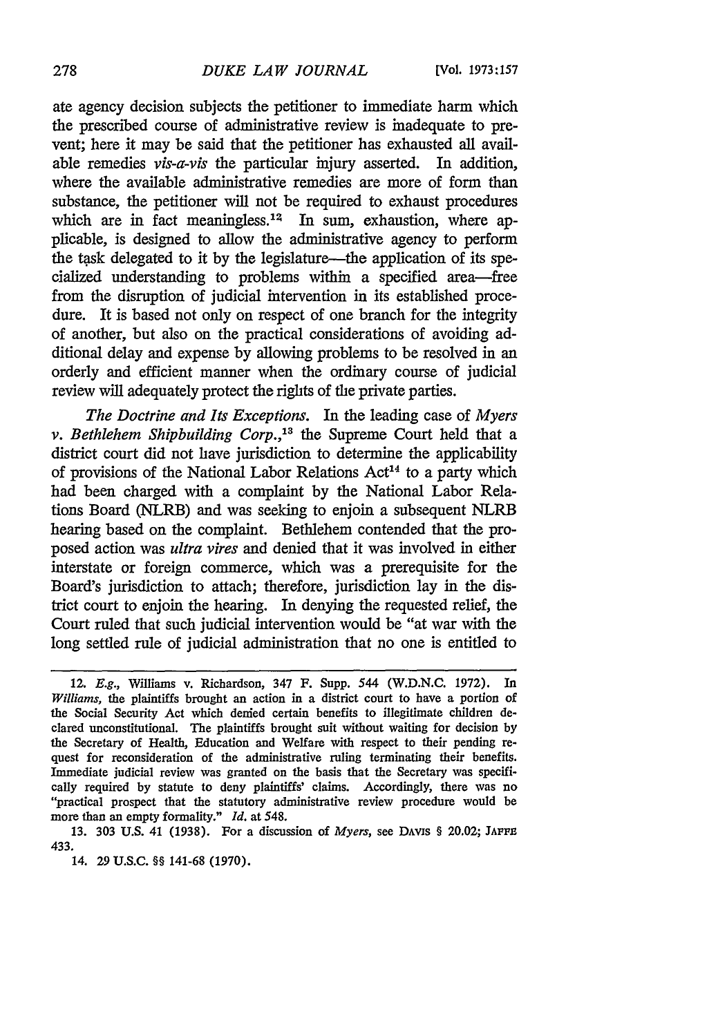ate agency decision subjects the petitioner to immediate harm which the prescribed course of administrative review is inadequate to prevent; here it may be said that the petitioner has exhausted all available remedies *vis-a-vis* the particular injury asserted. In addition, where the available administrative remedies are more of form than substance, the petitioner will not be required to exhaust procedures which are in fact meaningless.[12] In sum, exhaustion, where applicable, is designed to allow the administrative agency to perform the task delegated to it by the legislature—the application of its specialized understanding to problems within a specified area—free from the disruption of judicial intervention in its established procedure. It is based not only on respect of one branch for the integrity of another, but also on the practical considerations of avoiding additional delay and expense by allowing problems to be resolved in an orderly and efficient manner when the ordinary course of judicial review will adequately protect the rights of the private parties.

*The Doctrine and Its Exceptions.* In the leading case of *Myers v. Bethlehem Shipbuilding Corp.*,[13] the Supreme Court held that a district court did not have jurisdiction to determine the applicability of provisions of the National Labor Relations Act[14] to a party which had been charged with a complaint by the National Labor Relations Board (NLRB) and was seeking to enjoin a subsequent NLRB hearing based on the complaint. Bethlehem contended that the proposed action was *ultra vires* and denied that it was involved in either interstate or foreign commerce, which was a prerequisite for the Board's jurisdiction to attach; therefore, jurisdiction lay in the district court to enjoin the hearing. In denying the requested relief, the Court ruled that such judicial intervention would be "at war with the long settled rule of judicial administration that no one is entitled to

---

12. *E.g.*, Williams v. Richardson, 347 F. Supp. 544 (W.D.N.C. 1972). In *Williams*, the plaintiffs brought an action in a district court to have a portion of the Social Security Act which denied certain benefits to illegitimate children declared unconstitutional. The plaintiffs brought suit without waiting for decision by the Secretary of Health, Education and Welfare with respect to their pending request for reconsideration of the administrative ruling terminating their benefits. Immediate judicial review was granted on the basis that the Secretary was specifically required by statute to deny plaintiffs' claims. Accordingly, there was no "practical prospect that the statutory administrative review procedure would be more than an empty formality." *Id.* at 548.

13. 303 U.S. 41 (1938). For a discussion of *Myers*, see DAVIS § 20.02; JAFFE 433.

14. 29 U.S.C. §§ 141-68 (1970).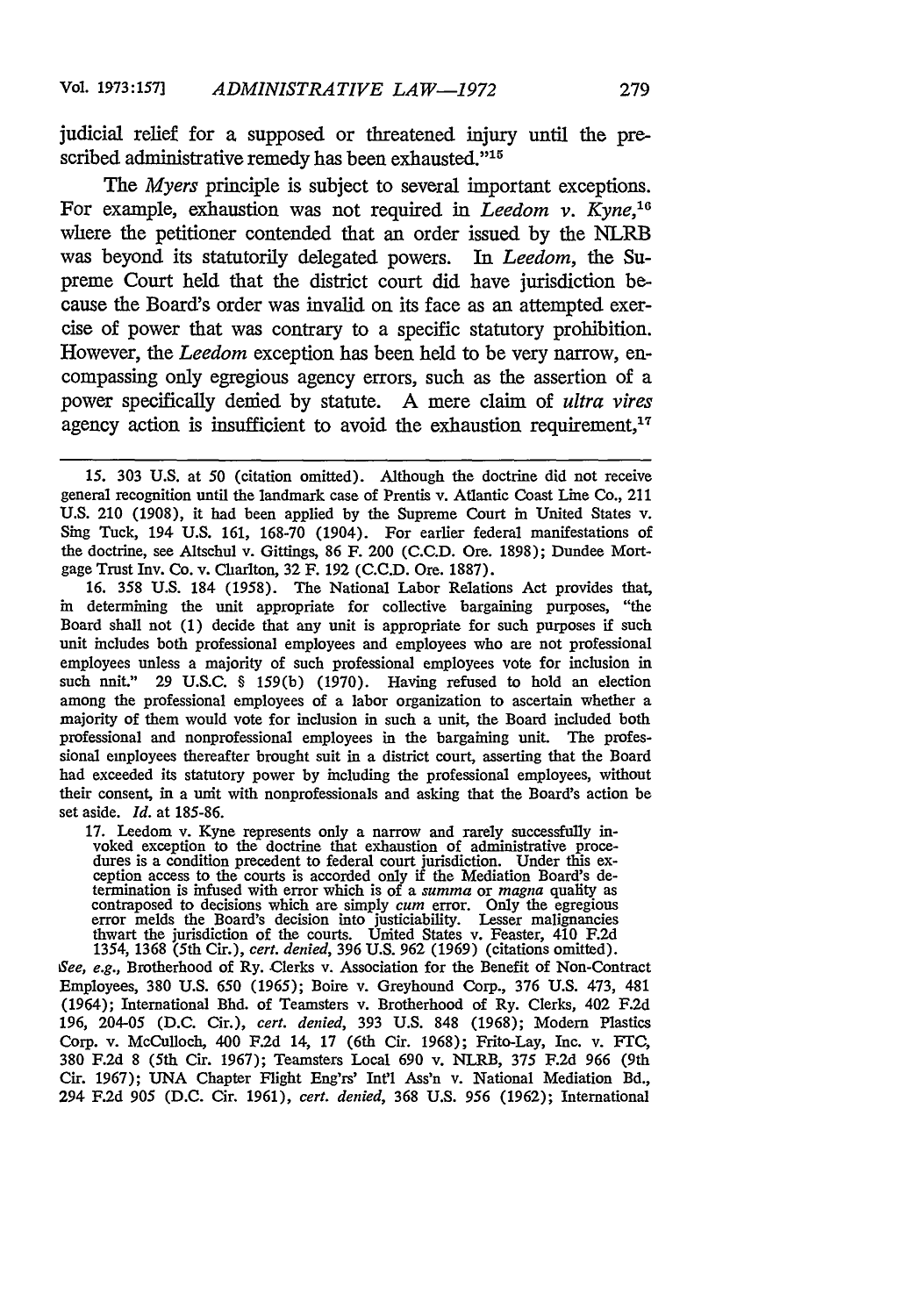judicial relief for a supposed or threatened injury until the prescribed administrative remedy has been exhausted."[15]

The *Myers* principle is subject to several important exceptions. For example, exhaustion was not required in *Leedom v. Kyne*,[16] where the petitioner contended that an order issued by the NLRB was beyond its statutorily delegated powers. In *Leedom*, the Supreme Court held that the district court did have jurisdiction because the Board's order was invalid on its face as an attempted exercise of power that was contrary to a specific statutory prohibition. However, the *Leedom* exception has been held to be very narrow, encompassing only egregious agency errors, such as the assertion of a power specifically denied by statute. A mere claim of *ultra vires* agency action is insufficient to avoid the exhaustion requirement,[17]

---

15. 303 U.S. at 50 (citation omitted). Although the doctrine did not receive general recognition until the landmark case of Prentis v. Atlantic Coast Line Co., 211 U.S. 210 (1908), it had been applied by the Supreme Court in United States v. Sing Tuck, 194 U.S. 161, 168-70 (1904). For earlier federal manifestations of the doctrine, see Altschul v. Gittings, 86 F. 200 (C.C.D. Ore. 1898); Dundee Mortgage Trust Inv. Co. v. Charlton, 32 F. 192 (C.C.D. Ore. 1887).

16. 358 U.S. 184 (1958). The National Labor Relations Act provides that, in determining the unit appropriate for collective bargaining purposes, "the Board shall not (1) decide that any unit is appropriate for such purposes if such unit includes both professional employees and employees who are not professional employees unless a majority of such professional employees vote for inclusion in such unit." 29 U.S.C. § 159(b) (1970). Having refused to hold an election among the professional employees of a labor organization to ascertain whether a majority of them would vote for inclusion in such a unit, the Board included both professional and nonprofessional employees in the bargaining unit. The professional employees thereafter brought suit in a district court, asserting that the Board had exceeded its statutory power by including the professional employees, without their consent, in a unit with nonprofessionals and asking that the Board's action be set aside. *Id.* at 185-86.

17.
> Leedom v. Kyne represents only a narrow and rarely successfully invoked exception to the doctrine that exhaustion of administrative procedures is a condition precedent to federal court jurisdiction. Under this exception access to the courts is accorded only if the Mediation Board's determination is infused with error which is of a *summa* or *magna* quality as contraposed to decisions which are simply *cum* error. Only the egregious error melds the Board's decision into justiciability. Lesser malignancies thwart the jurisdiction of the courts. United States v. Feaster, 410 F.2d 1354, 1368 (5th Cir.), *cert. denied*, 396 U.S. 962 (1969) (citations omitted).

*See, e.g.*, Brotherhood of Ry. Clerks v. Association for the Benefit of Non-Contract Employees, 380 U.S. 650 (1965); Boire v. Greyhound Corp., 376 U.S. 473, 481 (1964); International Bhd. of Teamsters v. Brotherhood of Ry. Clerks, 402 F.2d 196, 204-05 (D.C. Cir.), *cert. denied*, 393 U.S. 848 (1968); Modern Plastics Corp. v. McCulloch, 400 F.2d 14, 17 (6th Cir. 1968); Frito-Lay, Inc. v. FTC, 380 F.2d 8 (5th Cir. 1967); Teamsters Local 690 v. NLRB, 375 F.2d 966 (9th Cir. 1967); UNA Chapter Flight Eng'rs' Int'l Ass'n v. National Mediation Bd., 294 F.2d 905 (D.C. Cir. 1961), *cert. denied*, 368 U.S. 956 (1962); International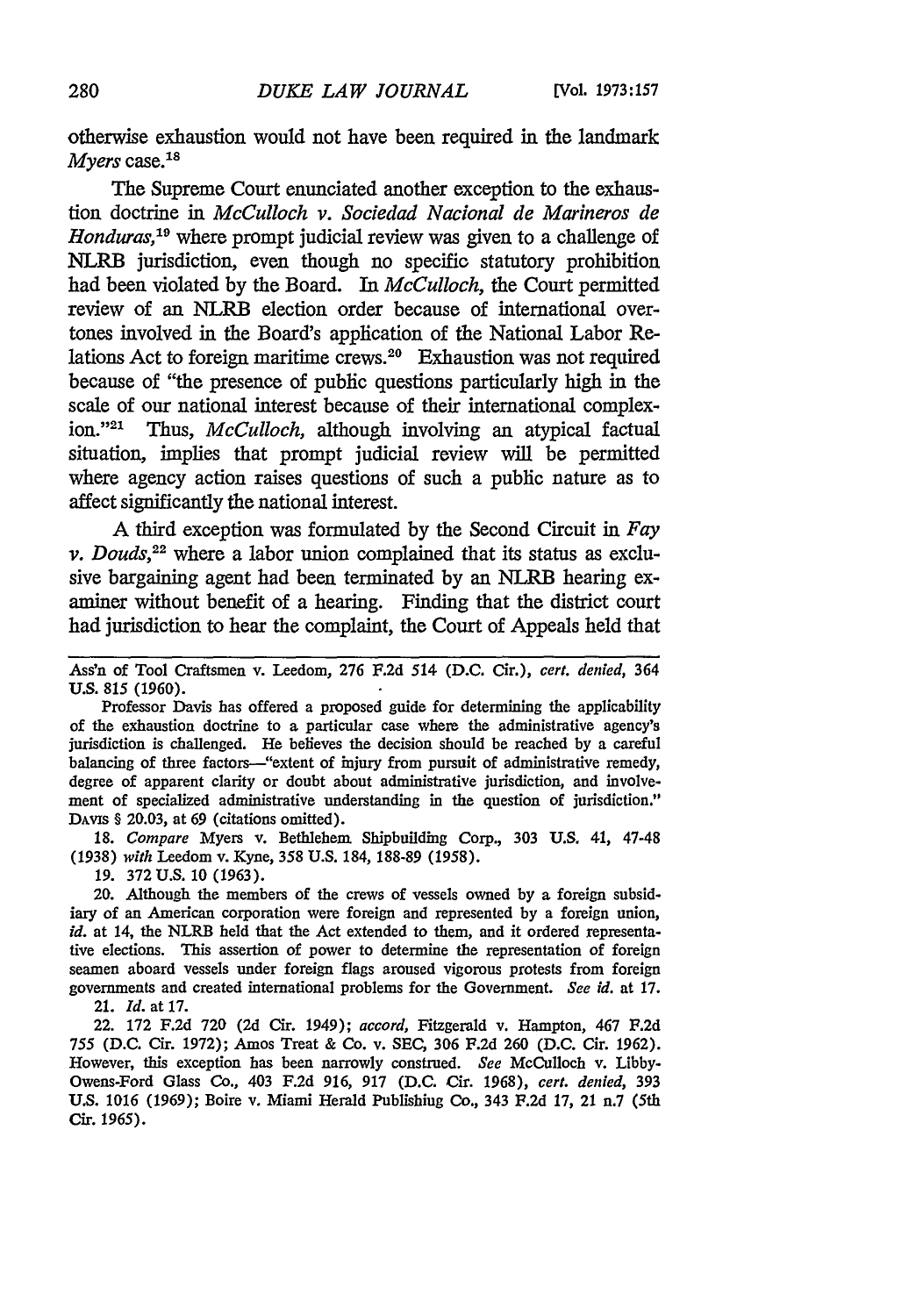otherwise exhaustion would not have been required in the landmark *Myers* case.[18]

The Supreme Court enunciated another exception to the exhaustion doctrine in *McCulloch v. Sociedad Nacional de Marineros de Honduras*,[19] where prompt judicial review was given to a challenge of NLRB jurisdiction, even though no specific statutory prohibition had been violated by the Board. In *McCulloch*, the Court permitted review of an NLRB election order because of international overtones involved in the Board's application of the National Labor Relations Act to foreign maritime crews.[20] Exhaustion was not required because of "the presence of public questions particularly high in the scale of our national interest because of their international complexion."[21] Thus, *McCulloch*, although involving an atypical factual situation, implies that prompt judicial review will be permitted where agency action raises questions of such a public nature as to affect significantly the national interest.

A third exception was formulated by the Second Circuit in *Fay v. Douds*,[22] where a labor union complained that its status as exclusive bargaining agent had been terminated by an NLRB hearing examiner without benefit of a hearing. Finding that the district court had jurisdiction to hear the complaint, the Court of Appeals held that

---

Ass'n of Tool Craftsmen v. Leedom, 276 F.2d 514 (D.C. Cir.), *cert. denied*, 364 U.S. 815 (1960).

Professor Davis has offered a proposed guide for determining the applicability of the exhaustion doctrine to a particular case where the administrative agency's jurisdiction is challenged. He believes the decision should be reached by a careful balancing of three factors—"extent of injury from pursuit of administrative remedy, degree of apparent clarity or doubt about administrative jurisdiction, and involvement of specialized administrative understanding in the question of jurisdiction." DAVIS § 20.03, at 69 (citations omitted).

18. *Compare* Myers v. Bethlehem Shipbuilding Corp., 303 U.S. 41, 47-48 (1938) *with* Leedom v. Kyne, 358 U.S. 184, 188-89 (1958).

19. 372 U.S. 10 (1963).

20. Although the members of the crews of vessels owned by a foreign subsidiary of an American corporation were foreign and represented by a foreign union, *id.* at 14, the NLRB held that the Act extended to them, and it ordered representative elections. This assertion of power to determine the representation of foreign seamen aboard vessels under foreign flags aroused vigorous protests from foreign governments and created international problems for the Government. *See id.* at 17.

21. *Id.* at 17.

22. 172 F.2d 720 (2d Cir. 1949); *accord*, Fitzgerald v. Hampton, 467 F.2d 755 (D.C. Cir. 1972); Amos Treat & Co. v. SEC, 306 F.2d 260 (D.C. Cir. 1962). However, this exception has been narrowly construed. *See* McCulloch v. Libby-Owens-Ford Glass Co., 403 F.2d 916, 917 (D.C. Cir. 1968), *cert. denied*, 393 U.S. 1016 (1969); Boire v. Miami Herald Publishing Co., 343 F.2d 17, 21 n.7 (5th Cir. 1965).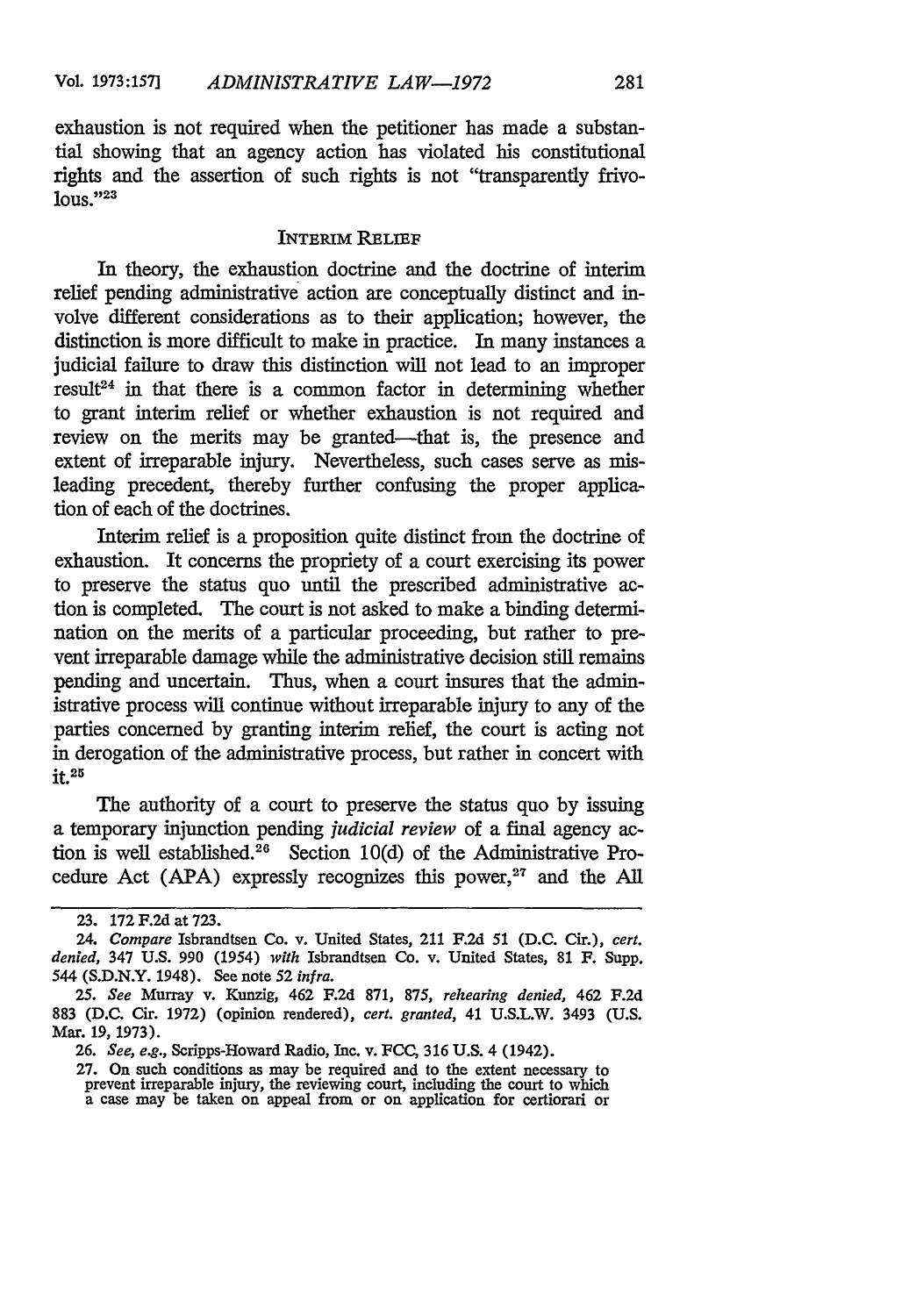exhaustion is not required when the petitioner has made a substantial showing that an agency action has violated his constitutional rights and the assertion of such rights is not "transparently frivolous."[23]

## INTERIM RELIEF

In theory, the exhaustion doctrine and the doctrine of interim relief pending administrative action are conceptually distinct and involve different considerations as to their application; however, the distinction is more difficult to make in practice. In many instances a judicial failure to draw this distinction will not lead to an improper result[24] in that there is a common factor in determining whether to grant interim relief or whether exhaustion is not required and review on the merits may be granted—that is, the presence and extent of irreparable injury. Nevertheless, such cases serve as misleading precedent, thereby further confusing the proper application of each of the doctrines.

Interim relief is a proposition quite distinct from the doctrine of exhaustion. It concerns the propriety of a court exercising its power to preserve the status quo until the prescribed administrative action is completed. The court is not asked to make a binding determination on the merits of a particular proceeding, but rather to prevent irreparable damage while the administrative decision still remains pending and uncertain. Thus, when a court insures that the administrative process will continue without irreparable injury to any of the parties concerned by granting interim relief, the court is acting not in derogation of the administrative process, but rather in concert with it.[25]

The authority of a court to preserve the status quo by issuing a temporary injunction pending *judicial review* of a final agency action is well established.[26] Section 10(d) of the Administrative Procedure Act (APA) expressly recognizes this power,[27] and the All

---

23. 172 F.2d at 723.

24. *Compare* Isbrandtsen Co. v. United States, 211 F.2d 51 (D.C. Cir.), *cert. denied*, 347 U.S. 990 (1954) *with* Isbrandtsen Co. v. United States, 81 F. Supp. 544 (S.D.N.Y. 1948). See note 52 *infra*.

25. *See* Murray v. Kunzig, 462 F.2d 871, 875, *rehearing denied*, 462 F.2d 883 (D.C. Cir. 1972) (opinion rendered), *cert. granted*, 41 U.S.L.W. 3493 (U.S. Mar. 19, 1973).

26. *See, e.g.*, Scripps-Howard Radio, Inc. v. FCC, 316 U.S. 4 (1942).

27. On such conditions as may be required and to the extent necessary to prevent irreparable injury, the reviewing court, including the court to which a case may be taken on appeal from or on application for certiorari or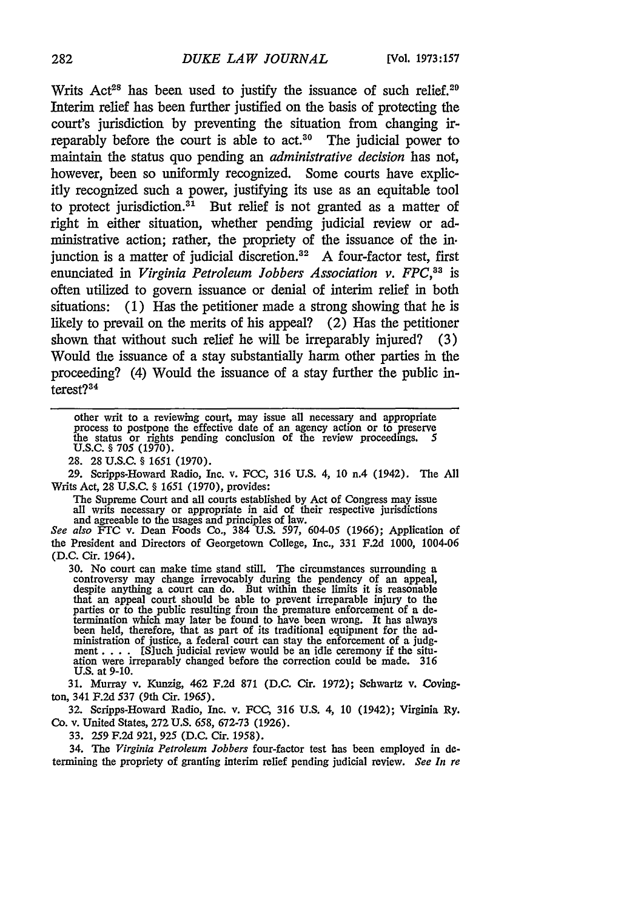Writs Act[28] has been used to justify the issuance of such relief.[29] Interim relief has been further justified on the basis of protecting the court's jurisdiction by preventing the situation from changing irreparably before the court is able to act.[30] The judicial power to maintain the status quo pending an *administrative decision* has not, however, been so uniformly recognized. Some courts have explicitly recognized such a power, justifying its use as an equitable tool to protect jurisdiction.[31] But relief is not granted as a matter of right in either situation, whether pending judicial review or administrative action; rather, the propriety of the issuance of the injunction is a matter of judicial discretion.[32] A four-factor test, first enunciated in *Virginia Petroleum Jobbers Association v. FPC*,[33] is often utilized to govern issuance or denial of interim relief in both situations: (1) Has the petitioner made a strong showing that he is likely to prevail on the merits of his appeal? (2) Has the petitioner shown that without such relief he will be irreparably injured? (3) Would the issuance of a stay substantially harm other parties in the proceeding? (4) Would the issuance of a stay further the public interest?[34]

---

> other writ to a reviewing court, may issue all necessary and appropriate process to postpone the effective date of an agency action or to preserve the status or rights pending conclusion of the review proceedings. 5 U.S.C. § 705 (1970).

28. 28 U.S.C. § 1651 (1970).

29. Scripps-Howard Radio, Inc. v. FCC, 316 U.S. 4, 10 n.4 (1942). The All Writs Act, 28 U.S.C. § 1651 (1970), provides:

> The Supreme Court and all courts established by Act of Congress may issue all writs necessary or appropriate in aid of their respective jurisdictions and agreeable to the usages and principles of law.

*See also* FTC v. Dean Foods Co., 384 U.S. 597, 604-05 (1966); Application of the President and Directors of Georgetown College, Inc., 331 F.2d 1000, 1004-06 (D.C. Cir. 1964).

30. No court can make time stand still. The circumstances surrounding a controversy may change irrevocably during the pendency of an appeal, despite anything a court can do. But within these limits it is reasonable that an appeal court should be able to prevent irreparable injury to the parties or to the public resulting from the premature enforcement of a determination which may later be found to have been wrong. It has always been held, therefore, that as part of its traditional equipment for the administration of justice, a federal court can stay the enforcement of a judgment . . . . [S]uch judicial review would be an idle ceremony if the situation were irreparably changed before the correction could be made. 316 U.S. at 9-10.

31. Murray v. Kunzig, 462 F.2d 871 (D.C. Cir. 1972); Schwartz v. Covington, 341 F.2d 537 (9th Cir. 1965).

32. Scripps-Howard Radio, Inc. v. FCC, 316 U.S. 4, 10 (1942); Virginia Ry. Co. v. United States, 272 U.S. 658, 672-73 (1926).

33. 259 F.2d 921, 925 (D.C. Cir. 1958).

34. The *Virginia Petroleum Jobbers* four-factor test has been employed in determining the propriety of granting interim relief pending judicial review. *See In re*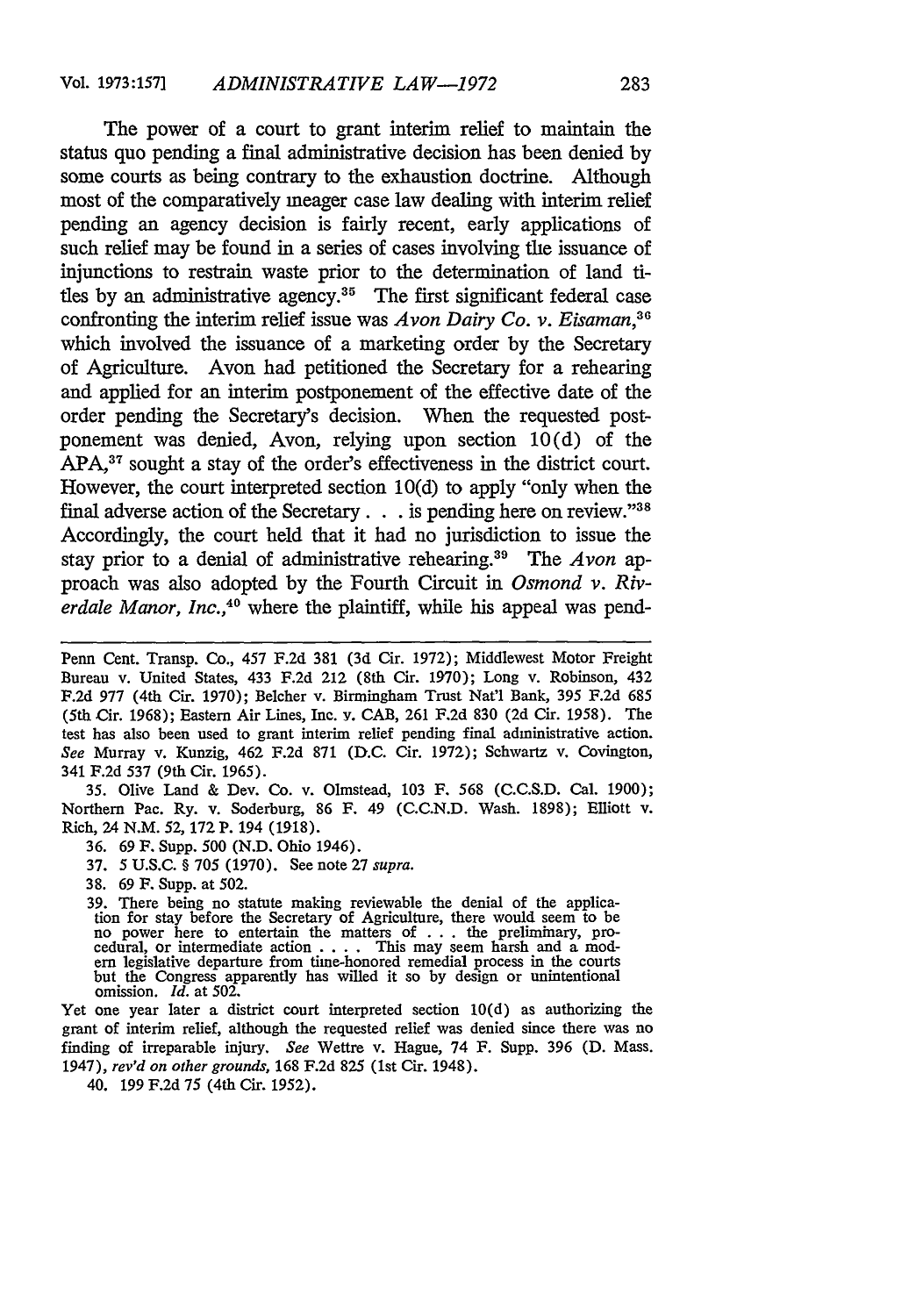The power of a court to grant interim relief to maintain the status quo pending a final administrative decision has been denied by some courts as being contrary to the exhaustion doctrine. Although most of the comparatively meager case law dealing with interim relief pending an agency decision is fairly recent, early applications of such relief may be found in a series of cases involving the issuance of injunctions to restrain waste prior to the determination of land titles by an administrative agency.[35] The first significant federal case confronting the interim relief issue was *Avon Dairy Co. v. Eisaman*,[36] which involved the issuance of a marketing order by the Secretary of Agriculture. Avon had petitioned the Secretary for a rehearing and applied for an interim postponement of the effective date of the order pending the Secretary's decision. When the requested postponement was denied, Avon, relying upon section 10(d) of the APA,[37] sought a stay of the order's effectiveness in the district court. However, the court interpreted section 10(d) to apply "only when the final adverse action of the Secretary . . . is pending here on review."[38] Accordingly, the court held that it had no jurisdiction to issue the stay prior to a denial of administrative rehearing.[39] The *Avon* approach was also adopted by the Fourth Circuit in *Osmond v. Riverdale Manor, Inc.*,[40] where the plaintiff, while his appeal was pend-

---

Penn Cent. Transp. Co., 457 F.2d 381 (3d Cir. 1972); Middlewest Motor Freight Bureau v. United States, 433 F.2d 212 (8th Cir. 1970); Long v. Robinson, 432 F.2d 977 (4th Cir. 1970); Belcher v. Birmingham Trust Nat'l Bank, 395 F.2d 685 (5th Cir. 1968); Eastern Air Lines, Inc. v. CAB, 261 F.2d 830 (2d Cir. 1958). The test has also been used to grant interim relief pending final administrative action. *See* Murray v. Kunzig, 462 F.2d 871 (D.C. Cir. 1972); Schwartz v. Covington, 341 F.2d 537 (9th Cir. 1965).

35. Olive Land & Dev. Co. v. Olmstead, 103 F. 568 (C.C.S.D. Cal. 1900); Northern Pac. Ry. v. Soderburg, 86 F. 49 (C.C.N.D. Wash. 1898); Elliott v. Rich, 24 N.M. 52, 172 P. 194 (1918).

36. 69 F. Supp. 500 (N.D. Ohio 1946).

37. 5 U.S.C. § 705 (1970). See note 27 *supra*.

38. 69 F. Supp. at 502.

39. There being no statute making reviewable the denial of the application for stay before the Secretary of Agriculture, there would seem to be no power here to entertain the matters of . . . the preliminary, procedural, or intermediate action . . . . This may seem harsh and a modern legislative departure from time-honored remedial process in the courts but the Congress apparently has willed it so by design or unintentional omission. *Id.* at 502.

Yet one year later a district court interpreted section 10(d) as authorizing the grant of interim relief, although the requested relief was denied since there was no finding of irreparable injury. *See* Wettre v. Hague, 74 F. Supp. 396 (D. Mass. 1947), *rev'd on other grounds*, 168 F.2d 825 (1st Cir. 1948).

40. 199 F.2d 75 (4th Cir. 1952).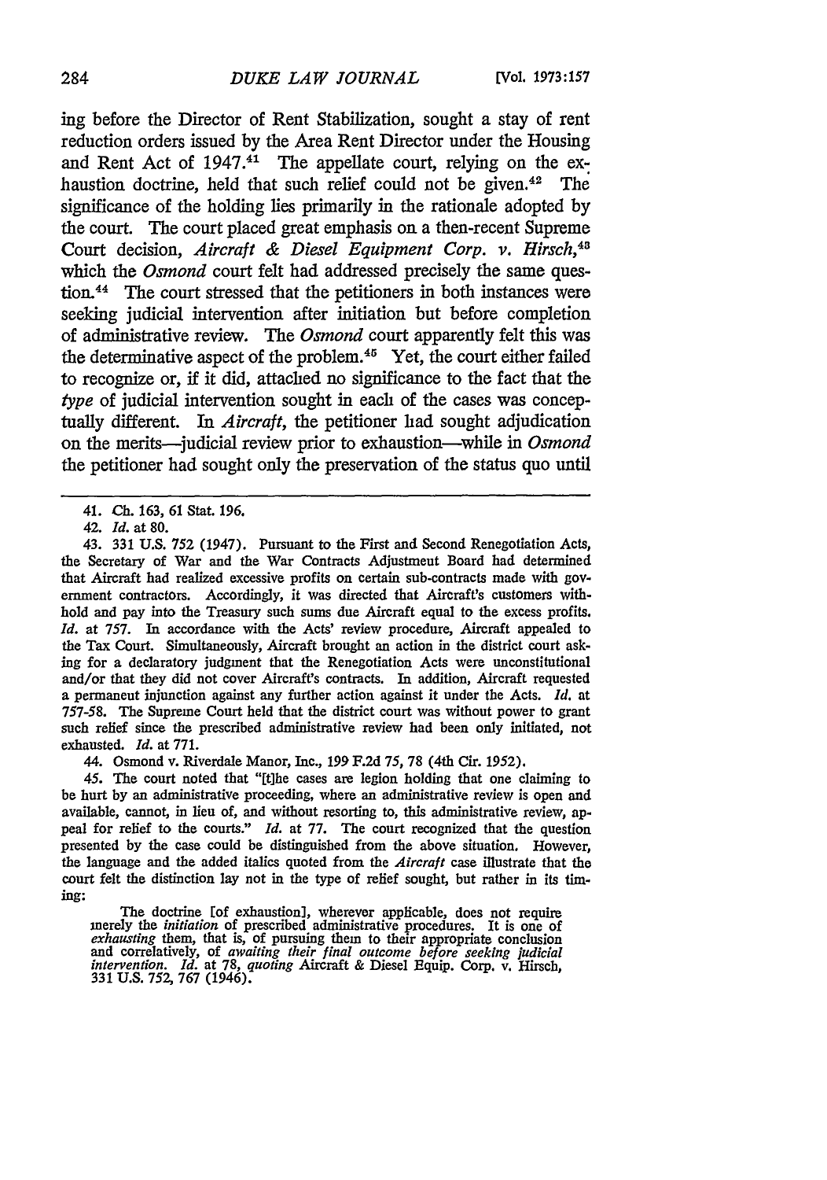ing before the Director of Rent Stabilization, sought a stay of rent reduction orders issued by the Area Rent Director under the Housing and Rent Act of 1947.[41] The appellate court, relying on the exhaustion doctrine, held that such relief could not be given.[42] The significance of the holding lies primarily in the rationale adopted by the court. The court placed great emphasis on a then-recent Supreme Court decision, *Aircraft & Diesel Equipment Corp. v. Hirsch*,[43] which the *Osmond* court felt had addressed precisely the same question.[44] The court stressed that the petitioners in both instances were seeking judicial intervention after initiation but before completion of administrative review. The *Osmond* court apparently felt this was the determinative aspect of the problem.[45] Yet, the court either failed to recognize or, if it did, attached no significance to the fact that the *type* of judicial intervention sought in each of the cases was conceptually different. In *Aircraft*, the petitioner had sought adjudication on the merits—judicial review prior to exhaustion—while in *Osmond* the petitioner had sought only the preservation of the status quo until

---

41. Ch. 163, 61 Stat. 196.

42. *Id.* at 80.

43. 331 U.S. 752 (1947). Pursuant to the First and Second Renegotiation Acts, the Secretary of War and the War Contracts Adjustment Board had determined that Aircraft had realized excessive profits on certain sub-contracts made with government contractors. Accordingly, it was directed that Aircraft's customers withhold and pay into the Treasury such sums due Aircraft equal to the excess profits. *Id.* at 757. In accordance with the Acts' review procedure, Aircraft appealed to the Tax Court. Simultaneously, Aircraft brought an action in the district court asking for a declaratory judgment that the Renegotiation Acts were unconstitutional and/or that they did not cover Aircraft's contracts. In addition, Aircraft requested a permanent injunction against any further action against it under the Acts. *Id.* at 757-58. The Supreme Court held that the district court was without power to grant such relief since the prescribed administrative review had been only initiated, not exhausted. *Id.* at 771.

44. Osmond v. Riverdale Manor, Inc., 199 F.2d 75, 78 (4th Cir. 1952).

45. The court noted that "[t]he cases are legion holding that one claiming to be hurt by an administrative proceeding, where an administrative review is open and available, cannot, in lieu of, and without resorting to, this administrative review, appeal for relief to the courts." *Id.* at 77. The court recognized that the question presented by the case could be distinguished from the above situation. However, the language and the added italics quoted from the *Aircraft* case illustrate that the court felt the distinction lay not in the type of relief sought, but rather in its timing:

> The doctrine [of exhaustion], wherever applicable, does not require merely the *initiation* of prescribed administrative procedures. It is one of *exhausting* them, that is, of pursuing them to their appropriate conclusion and correlatively, of *awaiting their final outcome before seeking judicial intervention*. *Id.* at 78, *quoting* Aircraft & Diesel Equip. Corp. v. Hirsch, 331 U.S. 752, 767 (1946).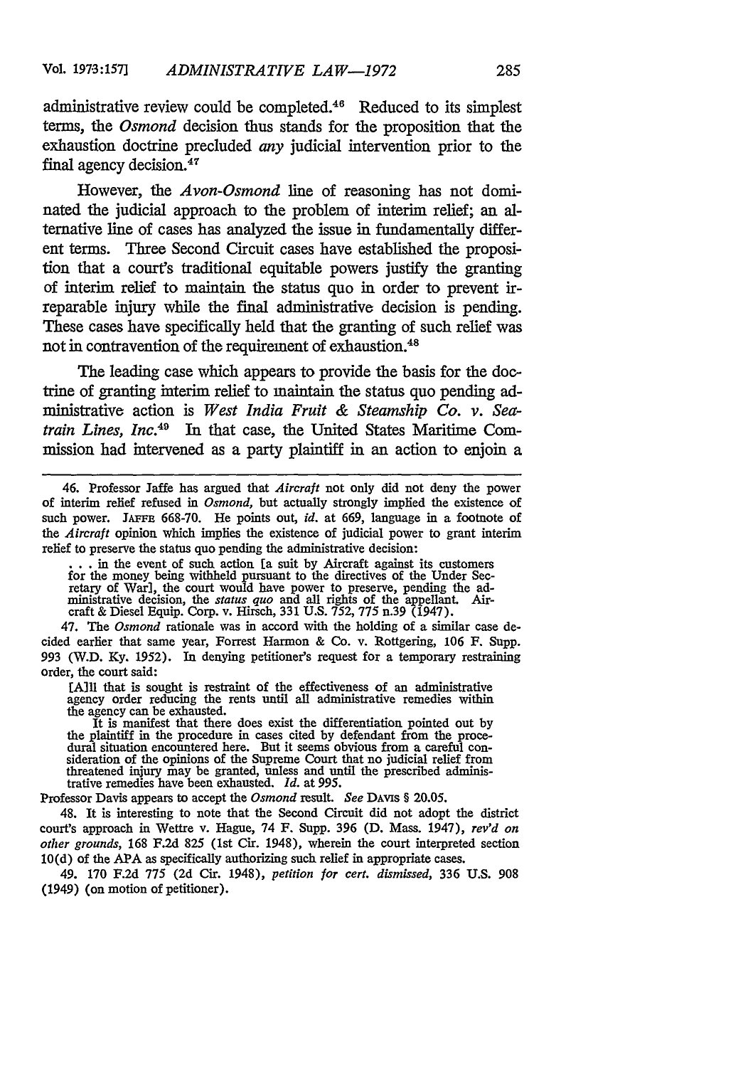administrative review could be completed.[46] Reduced to its simplest terms, the *Osmond* decision thus stands for the proposition that the exhaustion doctrine precluded *any* judicial intervention prior to the final agency decision.[47]

However, the *Avon-Osmond* line of reasoning has not dominated the judicial approach to the problem of interim relief; an alternative line of cases has analyzed the issue in fundamentally different terms. Three Second Circuit cases have established the proposition that a court's traditional equitable powers justify the granting of interim relief to maintain the status quo in order to prevent irreparable injury while the final administrative decision is pending. These cases have specifically held that the granting of such relief was not in contravention of the requirement of exhaustion.[48]

The leading case which appears to provide the basis for the doctrine of granting interim relief to maintain the status quo pending administrative action is *West India Fruit & Steamship Co. v. Seatrain Lines, Inc.*[49] In that case, the United States Maritime Commission had intervened as a party plaintiff in an action to enjoin a

---

46. Professor Jaffe has argued that *Aircraft* not only did not deny the power of interim relief refused in *Osmond*, but actually strongly implied the existence of such power. JAFFE 668-70. He points out, *id.* at 669, language in a footnote of the *Aircraft* opinion which implies the existence of judicial power to grant interim relief to preserve the status quo pending the administrative decision:

> . . . in the event of such action [a suit by Aircraft against its customers for the money being withheld pursuant to the directives of the Under Secretary of War], the court would have power to preserve, pending the administrative decision, the *status quo* and all rights of the appellant. Aircraft & Diesel Equip. Corp. v. Hirsch, 331 U.S. 752, 775 n.39 (1947).

47. The *Osmond* rationale was in accord with the holding of a similar case decided earlier that same year, Forrest Harmon & Co. v. Rottgering, 106 F. Supp. 993 (W.D. Ky. 1952). In denying petitioner's request for a temporary restraining order, the court said:

> [A]ll that is sought is restraint of the effectiveness of an administrative agency order reducing the rents until all administrative remedies within the agency can be exhausted.
>
> It is manifest that there does exist the differentiation pointed out by the plaintiff in the procedure in cases cited by defendant from the procedural situation encountered here. But it seems obvious from a careful consideration of the opinions of the Supreme Court that no judicial relief from threatened injury may be granted, unless and until the prescribed administrative remedies have been exhausted. *Id.* at 995.

Professor Davis appears to accept the *Osmond* result. *See* DAVIS § 20.05.

48. It is interesting to note that the Second Circuit did not adopt the district court's approach in Wettre v. Hague, 74 F. Supp. 396 (D. Mass. 1947), *rev'd on other grounds*, 168 F.2d 825 (1st Cir. 1948), wherein the court interpreted section 10(d) of the APA as specifically authorizing such relief in appropriate cases.

49. 170 F.2d 775 (2d Cir. 1948), *petition for cert. dismissed*, 336 U.S. 908 (1949) (on motion of petitioner).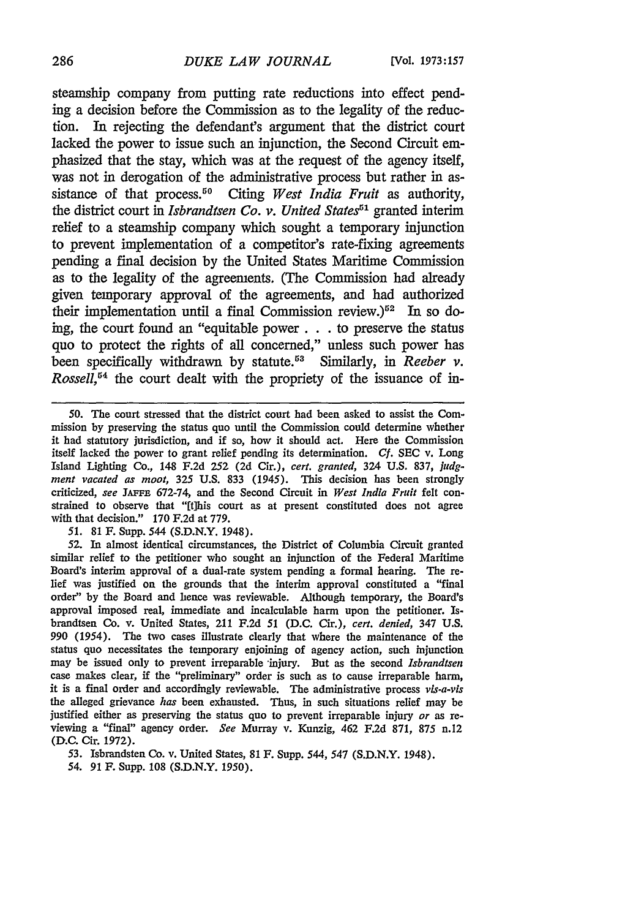steamship company from putting rate reductions into effect pending a decision before the Commission as to the legality of the reduction. In rejecting the defendant's argument that the district court lacked the power to issue such an injunction, the Second Circuit emphasized that the stay, which was at the request of the agency itself, was not in derogation of the administrative process but rather in assistance of that process.[50] Citing *West India Fruit* as authority, the district court in *Isbrandtsen Co. v. United States*[51] granted interim relief to a steamship company which sought a temporary injunction to prevent implementation of a competitor's rate-fixing agreements pending a final decision by the United States Maritime Commission as to the legality of the agreements. (The Commission had already given temporary approval of the agreements, and had authorized their implementation until a final Commission review.)[52] In so doing, the court found an "equitable power . . . to preserve the status quo to protect the rights of all concerned," unless such power has been specifically withdrawn by statute.[53] Similarly, in *Reeber v. Rossell*,[54] the court dealt with the propriety of the issuance of in-

---

50. The court stressed that the district court had been asked to assist the Commission by preserving the status quo until the Commission could determine whether it had statutory jurisdiction, and if so, how it should act. Here the Commission itself lacked the power to grant relief pending its determination. *Cf.* SEC v. Long Island Lighting Co., 148 F.2d 252 (2d Cir.), *cert. granted*, 324 U.S. 837, *judgment vacated as moot*, 325 U.S. 833 (1945). This decision has been strongly criticized, *see* JAFFE 672-74, and the Second Circuit in *West India Fruit* felt constrained to observe that "[t]his court as at present constituted does not agree with that decision." 170 F.2d at 779.

51. 81 F. Supp. 544 (S.D.N.Y. 1948).

52. In almost identical circumstances, the District of Columbia Circuit granted similar relief to the petitioner who sought an injunction of the Federal Maritime Board's interim approval of a dual-rate system pending a formal hearing. The relief was justified on the grounds that the interim approval constituted a "final order" by the Board and hence was reviewable. Although temporary, the Board's approval imposed real, immediate and incalculable harm upon the petitioner. Isbrandtsen Co. v. United States, 211 F.2d 51 (D.C. Cir.), *cert. denied*, 347 U.S. 990 (1954). The two cases illustrate clearly that where the maintenance of the status quo necessitates the temporary enjoining of agency action, such injunction may be issued only to prevent irreparable injury. But as the second *Isbrandtsen* case makes clear, if the "preliminary" order is such as to cause irreparable harm, it is a final order and accordingly reviewable. The administrative process *vis-a-vis* the alleged grievance *has* been exhausted. Thus, in such situations relief may be justified either as preserving the status quo to prevent irreparable injury *or* as reviewing a "final" agency order. *See* Murray v. Kunzig, 462 F.2d 871, 875 n.12 (D.C. Cir. 1972).

53. Isbrandsten Co. v. United States, 81 F. Supp. 544, 547 (S.D.N.Y. 1948).

54. 91 F. Supp. 108 (S.D.N.Y. 1950).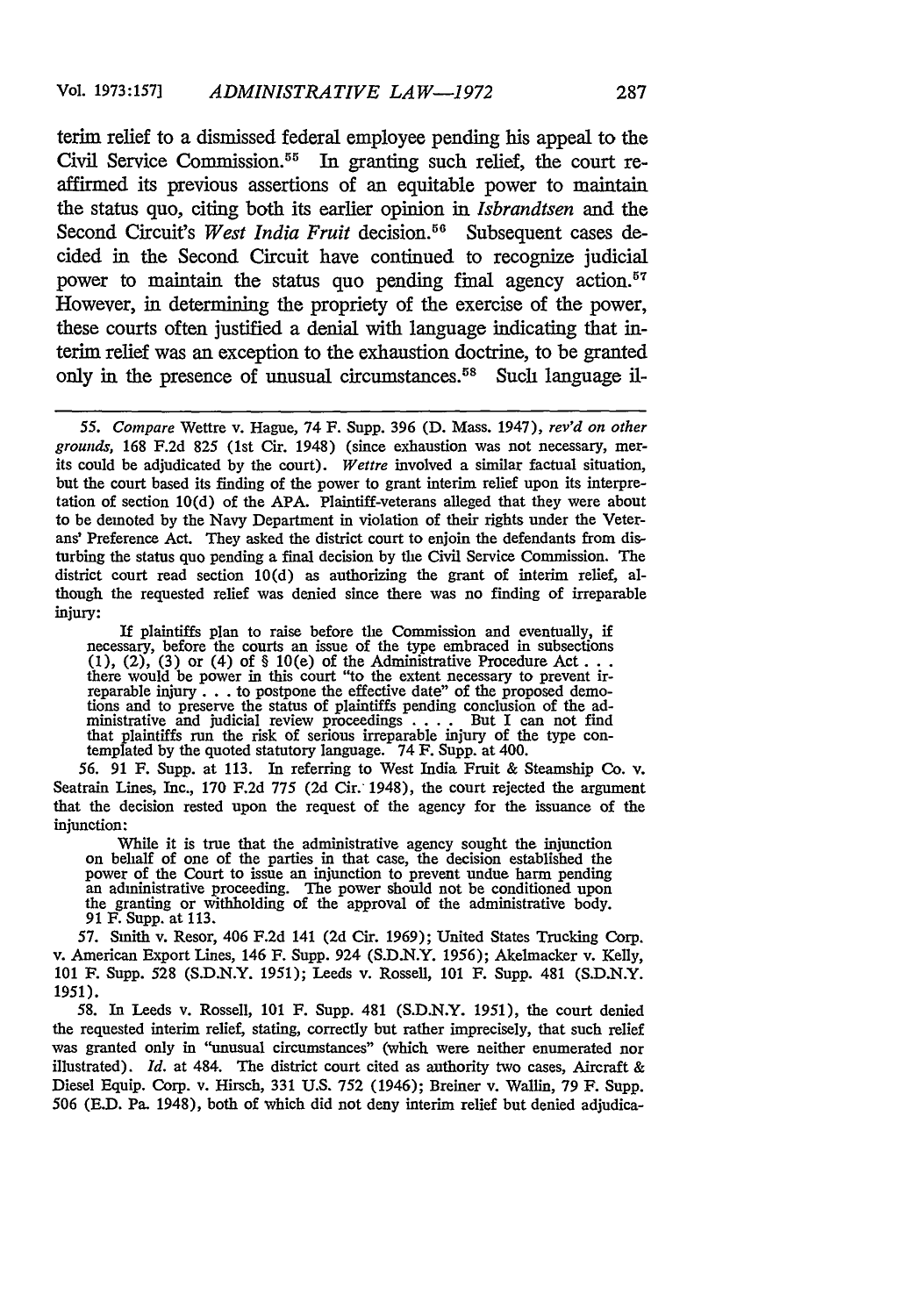terim relief to a dismissed federal employee pending his appeal to the Civil Service Commission.[55] In granting such relief, the court reaffirmed its previous assertions of an equitable power to maintain the status quo, citing both its earlier opinion in *Isbrandtsen* and the Second Circuit's *West India Fruit* decision.[56] Subsequent cases decided in the Second Circuit have continued to recognize judicial power to maintain the status quo pending final agency action.[57] However, in determining the propriety of the exercise of the power, these courts often justified a denial with language indicating that interim relief was an exception to the exhaustion doctrine, to be granted only in the presence of unusual circumstances.[58] Such language il-

---

55. *Compare* Wettre v. Hague, 74 F. Supp. 396 (D. Mass. 1947), *rev'd on other grounds*, 168 F.2d 825 (1st Cir. 1948) (since exhaustion was not necessary, merits could be adjudicated by the court). *Wettre* involved a similar factual situation, but the court based its finding of the power to grant interim relief upon its interpretation of section 10(d) of the APA. Plaintiff-veterans alleged that they were about to be demoted by the Navy Department in violation of their rights under the Veterans' Preference Act. They asked the district court to enjoin the defendants from disturbing the status quo pending a final decision by the Civil Service Commission. The district court read section 10(d) as authorizing the grant of interim relief, although the requested relief was denied since there was no finding of irreparable injury:

> If plaintiffs plan to raise before the Commission and eventually, if necessary, before the courts an issue of the type embraced in subsections (1), (2), (3) or (4) of § 10(e) of the Administrative Procedure Act . . . there would be power in this court "to the extent necessary to prevent irreparable injury . . . to postpone the effective date" of the proposed demotions and to preserve the status of plaintiffs pending conclusion of the administrative and judicial review proceedings . . . . But I can not find that plaintiffs run the risk of serious irreparable injury of the type contemplated by the quoted statutory language. 74 F. Supp. at 400.

56. 91 F. Supp. at 113. In referring to West India Fruit & Steamship Co. v. Seatrain Lines, Inc., 170 F.2d 775 (2d Cir. 1948), the court rejected the argument that the decision rested upon the request of the agency for the issuance of the injunction:

> While it is true that the administrative agency sought the injunction on behalf of one of the parties in that case, the decision established the power of the Court to issue an injunction to prevent undue harm pending an administrative proceeding. The power should not be conditioned upon the granting or withholding of the approval of the administrative body. 91 F. Supp. at 113.

57. Smith v. Resor, 406 F.2d 141 (2d Cir. 1969); United States Trucking Corp. v. American Export Lines, 146 F. Supp. 924 (S.D.N.Y. 1956); Akelmacker v. Kelly, 101 F. Supp. 528 (S.D.N.Y. 1951); Leeds v. Rossell, 101 F. Supp. 481 (S.D.N.Y. 1951).

58. In Leeds v. Rossell, 101 F. Supp. 481 (S.D.N.Y. 1951), the court denied the requested interim relief, stating, correctly but rather imprecisely, that such relief was granted only in "unusual circumstances" (which were neither enumerated nor illustrated). *Id.* at 484. The district court cited as authority two cases, Aircraft & Diesel Equip. Corp. v. Hirsch, 331 U.S. 752 (1946); Breiner v. Wallin, 79 F. Supp. 506 (E.D. Pa. 1948), both of which did not deny interim relief but denied adjudica-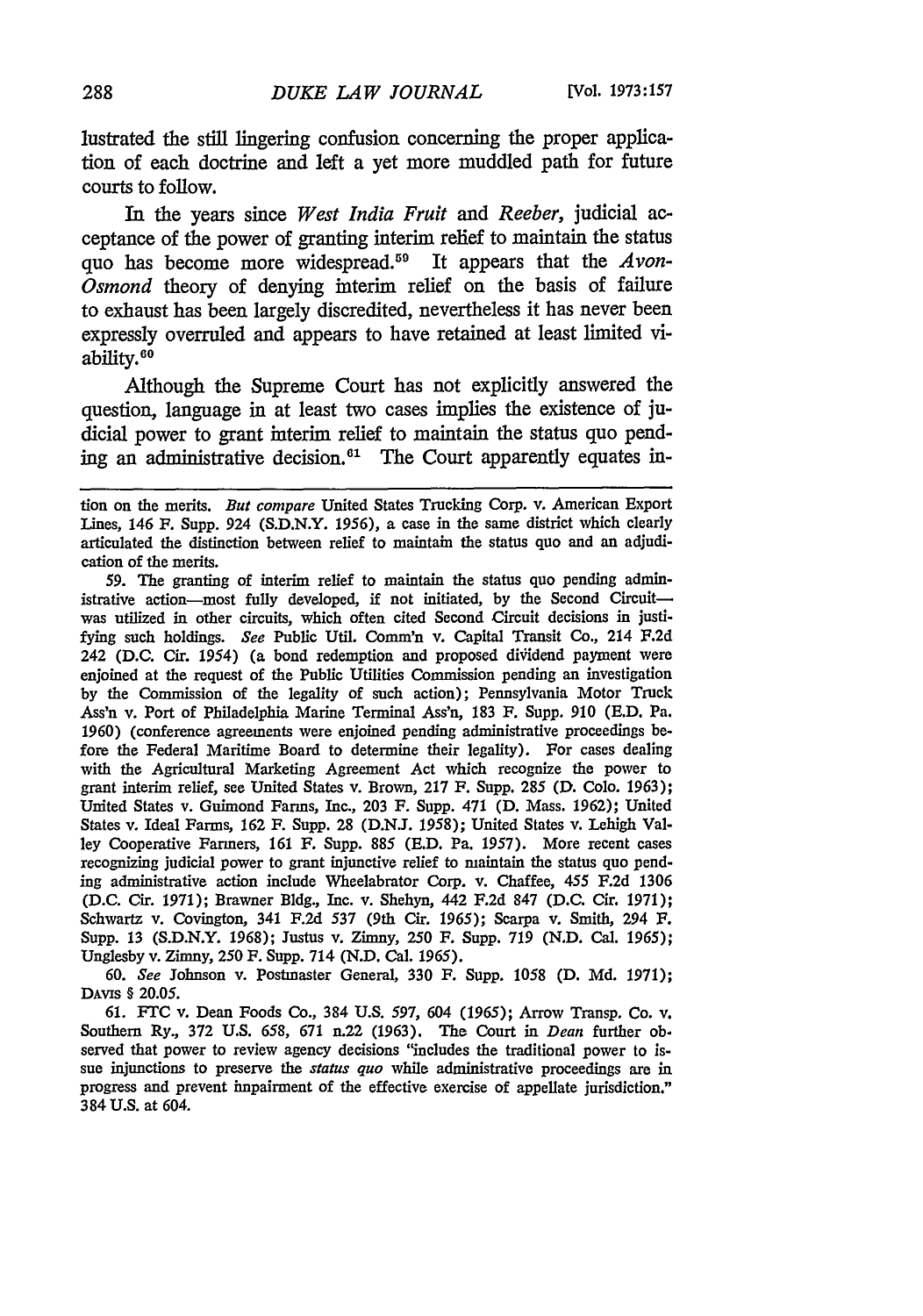lustrated the still lingering confusion concerning the proper application of each doctrine and left a yet more muddled path for future courts to follow.

In the years since *West India Fruit* and *Reeber*, judicial acceptance of the power of granting interim relief to maintain the status quo has become more widespread.[59] It appears that the *Avon-Osmond* theory of denying interim relief on the basis of failure to exhaust has been largely discredited, nevertheless it has never been expressly overruled and appears to have retained at least limited viability.[60]

Although the Supreme Court has not explicitly answered the question, language in at least two cases implies the existence of judicial power to grant interim relief to maintain the status quo pending an administrative decision.[61] The Court apparently equates in-

---

tion on the merits. *But compare* United States Trucking Corp. v. American Export Lines, 146 F. Supp. 924 (S.D.N.Y. 1956), a case in the same district which clearly articulated the distinction between relief to maintain the status quo and an adjudication of the merits.

59. The granting of interim relief to maintain the status quo pending administrative action—most fully developed, if not initiated, by the Second Circuit—was utilized in other circuits, which often cited Second Circuit decisions in justifying such holdings. *See* Public Util. Comm'n v. Capital Transit Co., 214 F.2d 242 (D.C. Cir. 1954) (a bond redemption and proposed dividend payment were enjoined at the request of the Public Utilities Commission pending an investigation by the Commission of the legality of such action); Pennsylvania Motor Truck Ass'n v. Port of Philadelphia Marine Terminal Ass'n, 183 F. Supp. 910 (E.D. Pa. 1960) (conference agreements were enjoined pending administrative proceedings before the Federal Maritime Board to determine their legality). For cases dealing with the Agricultural Marketing Agreement Act which recognize the power to grant interim relief, see United States v. Brown, 217 F. Supp. 285 (D. Colo. 1963); United States v. Guimond Farms, Inc., 203 F. Supp. 471 (D. Mass. 1962); United States v. Ideal Farms, 162 F. Supp. 28 (D.N.J. 1958); United States v. Lehigh Valley Cooperative Farmers, 161 F. Supp. 885 (E.D. Pa. 1957). More recent cases recognizing judicial power to grant injunctive relief to maintain the status quo pending administrative action include Wheelabrator Corp. v. Chaffee, 455 F.2d 1306 (D.C. Cir. 1971); Brawner Bldg., Inc. v. Shehyn, 442 F.2d 847 (D.C. Cir. 1971); Schwartz v. Covington, 341 F.2d 537 (9th Cir. 1965); Scarpa v. Smith, 294 F. Supp. 13 (S.D.N.Y. 1968); Justus v. Zimny, 250 F. Supp. 719 (N.D. Cal. 1965); Unglesby v. Zimny, 250 F. Supp. 714 (N.D. Cal. 1965).

60. *See* Johnson v. Postmaster General, 330 F. Supp. 1058 (D. Md. 1971); DAVIS § 20.05.

61. FTC v. Dean Foods Co., 384 U.S. 597, 604 (1965); Arrow Transp. Co. v. Southern Ry., 372 U.S. 658, 671 n.22 (1963). The Court in *Dean* further observed that power to review agency decisions "includes the traditional power to issue injunctions to preserve the *status quo* while administrative proceedings are in progress and prevent impairment of the effective exercise of appellate jurisdiction." 384 U.S. at 604.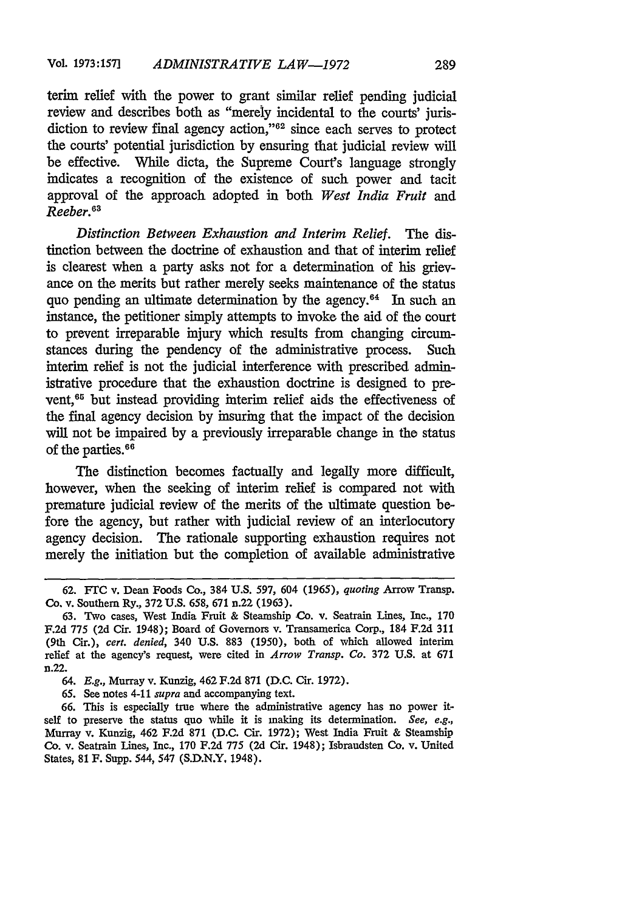terim relief with the power to grant similar relief pending judicial review and describes both as "merely incidental to the courts' jurisdiction to review final agency action,"[62] since each serves to protect the courts' potential jurisdiction by ensuring that judicial review will be effective. While dicta, the Supreme Court's language strongly indicates a recognition of the existence of such power and tacit approval of the approach adopted in both *West India Fruit* and *Reeber.*[63]

*Distinction Between Exhaustion and Interim Relief.* The distinction between the doctrine of exhaustion and that of interim relief is clearest when a party asks not for a determination of his grievance on the merits but rather merely seeks maintenance of the status quo pending an ultimate determination by the agency.[64] In such an instance, the petitioner simply attempts to invoke the aid of the court to prevent irreparable injury which results from changing circumstances during the pendency of the administrative process. Such interim relief is not the judicial interference with prescribed administrative procedure that the exhaustion doctrine is designed to prevent,[65] but instead providing interim relief aids the effectiveness of the final agency decision by insuring that the impact of the decision will not be impaired by a previously irreparable change in the status of the parties.[66]

The distinction becomes factually and legally more difficult, however, when the seeking of interim relief is compared not with premature judicial review of the merits of the ultimate question before the agency, but rather with judicial review of an interlocutory agency decision. The rationale supporting exhaustion requires not merely the initiation but the completion of available administrative

---

62. FTC v. Dean Foods Co., 384 U.S. 597, 604 (1965), *quoting* Arrow Transp. Co. v. Southern Ry., 372 U.S. 658, 671 n.22 (1963).

63. Two cases, West India Fruit & Steamship Co. v. Seatrain Lines, Inc., 170 F.2d 775 (2d Cir. 1948); Board of Governors v. Transamerica Corp., 184 F.2d 311 (9th Cir.), *cert. denied*, 340 U.S. 883 (1950), both of which allowed interim relief at the agency's request, were cited in *Arrow Transp. Co.* 372 U.S. at 671 n.22.

64. *E.g.*, Murray v. Kunzig, 462 F.2d 871 (D.C. Cir. 1972).

65. See notes 4-11 *supra* and accompanying text.

66. This is especially true where the administrative agency has no power itself to preserve the status quo while it is making its determination. *See, e.g.*, Murray v. Kunzig, 462 F.2d 871 (D.C. Cir. 1972); West India Fruit & Steamship Co. v. Seatrain Lines, Inc., 170 F.2d 775 (2d Cir. 1948); Isbraudsten Co. v. United States, 81 F. Supp. 544, 547 (S.D.N.Y. 1948).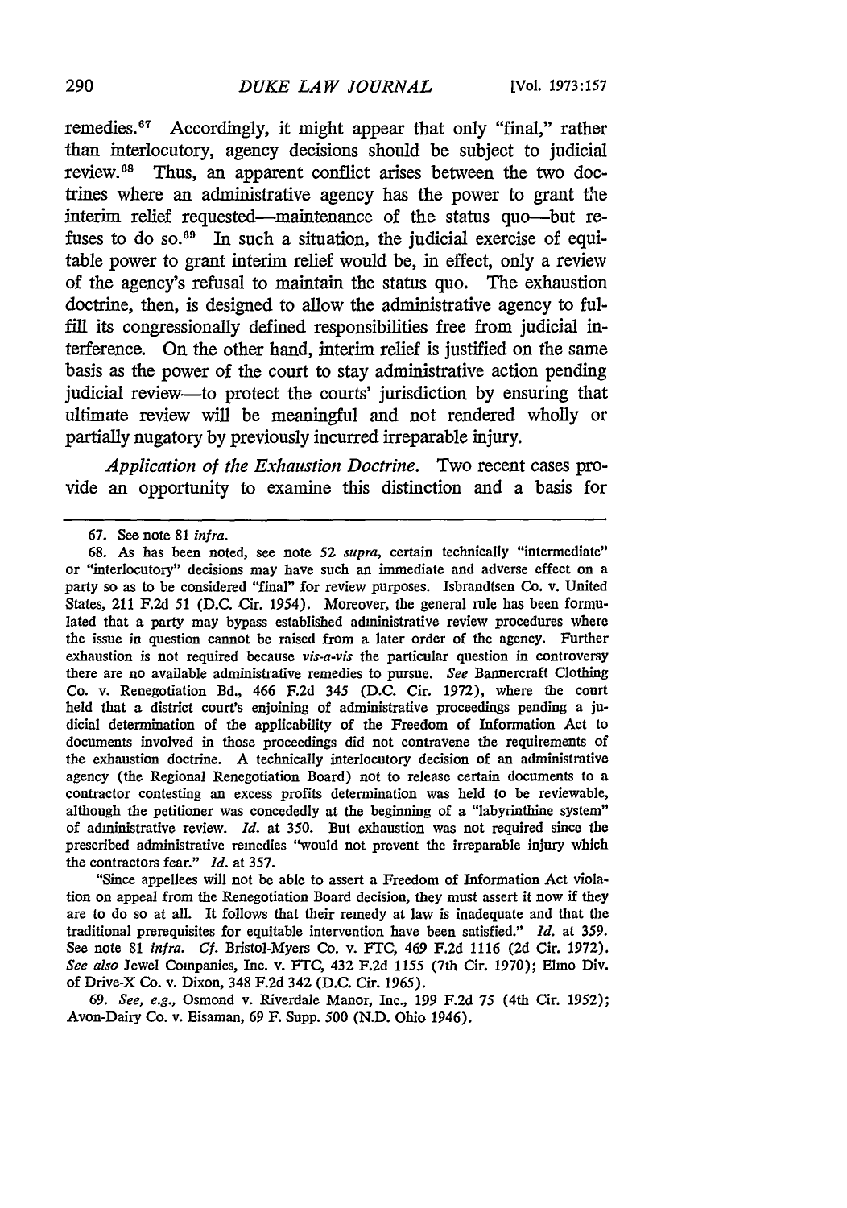remedies.[67] Accordingly, it might appear that only "final," rather than interlocutory, agency decisions should be subject to judicial review.[68] Thus, an apparent conflict arises between the two doctrines where an administrative agency has the power to grant the interim relief requested—maintenance of the status quo—but refuses to do so.[69] In such a situation, the judicial exercise of equitable power to grant interim relief would be, in effect, only a review of the agency's refusal to maintain the status quo. The exhaustion doctrine, then, is designed to allow the administrative agency to fulfill its congressionally defined responsibilities free from judicial interference. On the other hand, interim relief is justified on the same basis as the power of the court to stay administrative action pending judicial review—to protect the courts' jurisdiction by ensuring that ultimate review will be meaningful and not rendered wholly or partially nugatory by previously incurred irreparable injury.

*Application of the Exhaustion Doctrine.* Two recent cases provide an opportunity to examine this distinction and a basis for

---

67. See note 81 *infra*.

68. As has been noted, see note 52 *supra*, certain technically "intermediate" or "interlocutory" decisions may have such an immediate and adverse effect on a party so as to be considered "final" for review purposes. Isbrandtsen Co. v. United States, 211 F.2d 51 (D.C. Cir. 1954). Moreover, the general rule has been formulated that a party may bypass established administrative review procedures where the issue in question cannot be raised from a later order of the agency. Further exhaustion is not required because *vis-a-vis* the particular question in controversy there are no available administrative remedies to pursue. *See* Bannercraft Clothing Co. v. Renegotiation Bd., 466 F.2d 345 (D.C. Cir. 1972), where the court held that a district court's enjoining of administrative proceedings pending a judicial determination of the applicability of the Freedom of Information Act to documents involved in those proceedings did not contravene the requirements of the exhaustion doctrine. A technically interlocutory decision of an administrative agency (the Regional Renegotiation Board) not to release certain documents to a contractor contesting an excess profits determination was held to be reviewable, although the petitioner was concededly at the beginning of a "labyrinthine system" of administrative review. *Id.* at 350. But exhaustion was not required since the prescribed administrative remedies "would not prevent the irreparable injury which the contractors fear." *Id.* at 357.

"Since appellees will not be able to assert a Freedom of Information Act violation on appeal from the Renegotiation Board decision, they must assert it now if they are to do so at all. It follows that their remedy at law is inadequate and that the traditional prerequisites for equitable intervention have been satisfied." *Id.* at 359. See note 81 *infra*. *Cf.* Bristol-Myers Co. v. FTC, 469 F.2d 1116 (2d Cir. 1972). *See also* Jewel Companies, Inc. v. FTC, 432 F.2d 1155 (7th Cir. 1970); Elmo Div. of Drive-X Co. v. Dixon, 348 F.2d 342 (D.C. Cir. 1965).

69. *See, e.g.*, Osmond v. Riverdale Manor, Inc., 199 F.2d 75 (4th Cir. 1952); Avon-Dairy Co. v. Eisaman, 69 F. Supp. 500 (N.D. Ohio 1946).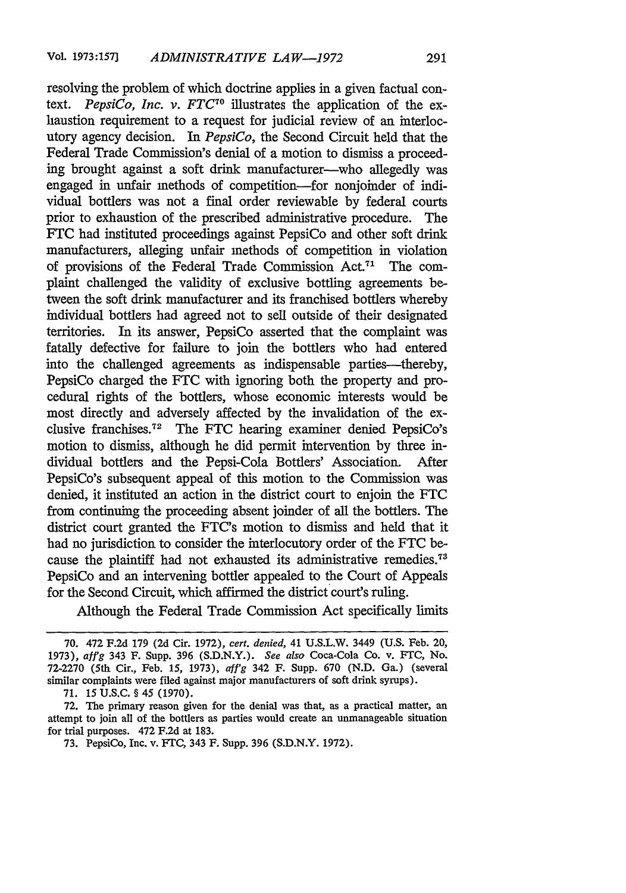resolving the problem of which doctrine applies in a given factual context. *PepsiCo, Inc. v. FTC*[70] illustrates the application of the exhaustion requirement to a request for judicial review of an interlocutory agency decision. In *PepsiCo*, the Second Circuit held that the Federal Trade Commission's denial of a motion to dismiss a proceeding brought against a soft drink manufacturer—who allegedly was engaged in unfair methods of competition—for nonjoinder of individual bottlers was not a final order reviewable by federal courts prior to exhaustion of the prescribed administrative procedure. The FTC had instituted proceedings against PepsiCo and other soft drink manufacturers, alleging unfair methods of competition in violation of provisions of the Federal Trade Commission Act.[71] The complaint challenged the validity of exclusive bottling agreements between the soft drink manufacturer and its franchised bottlers whereby individual bottlers had agreed not to sell outside of their designated territories. In its answer, PepsiCo asserted that the complaint was fatally defective for failure to join the bottlers who had entered into the challenged agreements as indispensable parties—thereby, PepsiCo charged the FTC with ignoring both the property and procedural rights of the bottlers, whose economic interests would be most directly and adversely affected by the invalidation of the exclusive franchises.[72] The FTC hearing examiner denied PepsiCo's motion to dismiss, although he did permit intervention by three individual bottlers and the Pepsi-Cola Bottlers' Association. After PepsiCo's subsequent appeal of this motion to the Commission was denied, it instituted an action in the district court to enjoin the FTC from continuing the proceeding absent joinder of all the bottlers. The district court granted the FTC's motion to dismiss and held that it had no jurisdiction to consider the interlocutory order of the FTC because the plaintiff had not exhausted its administrative remedies.[73] PepsiCo and an intervening bottler appealed to the Court of Appeals for the Second Circuit, which affirmed the district court's ruling.

Although the Federal Trade Commission Act specifically limits

---

70. 472 F.2d 179 (2d Cir. 1972), *cert. denied*, 41 U.S.L.W. 3449 (U.S. Feb. 20, 1973), *aff'g* 343 F. Supp. 396 (S.D.N.Y.). *See also* Coca-Cola Co. v. FTC, No. 72-2270 (5th Cir., Feb. 15, 1973), *aff'g* 342 F. Supp. 670 (N.D. Ga.) (several similar complaints were filed against major manufacturers of soft drink syrups).

71. 15 U.S.C. § 45 (1970).

72. The primary reason given for the denial was that, as a practical matter, an attempt to join all of the bottlers as parties would create an unmanageable situation for trial purposes. 472 F.2d at 183.

73. PepsiCo, Inc. v. FTC, 343 F. Supp. 396 (S.D.N.Y. 1972).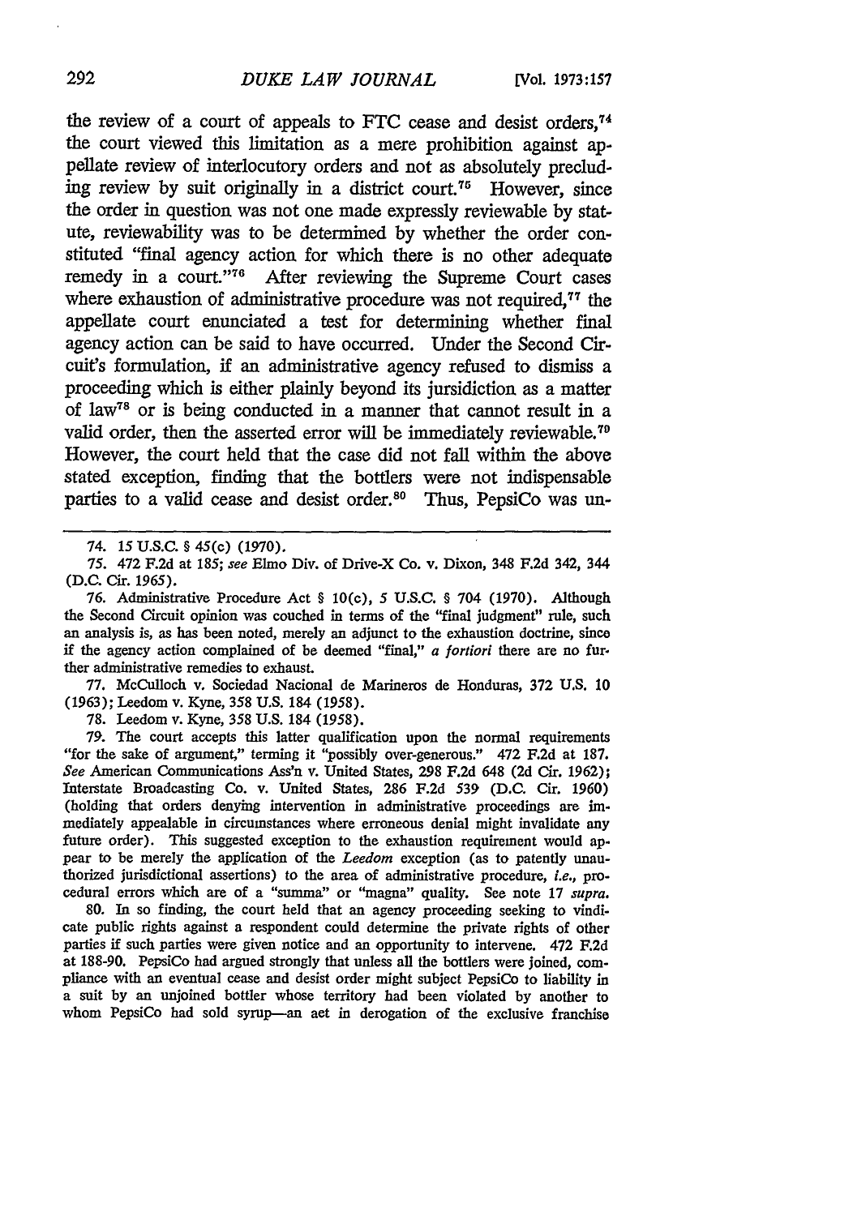the review of a court of appeals to FTC cease and desist orders,[74] the court viewed this limitation as a mere prohibition against appellate review of interlocutory orders and not as absolutely precluding review by suit originally in a district court.[75] However, since the order in question was not one made expressly reviewable by statute, reviewability was to be determined by whether the order constituted "final agency action for which there is no other adequate remedy in a court."[76] After reviewing the Supreme Court cases where exhaustion of administrative procedure was not required,[77] the appellate court enunciated a test for determining whether final agency action can be said to have occurred. Under the Second Circuit's formulation, if an administrative agency refused to dismiss a proceeding which is either plainly beyond its jursidiction as a matter of law[78] or is being conducted in a manner that cannot result in a valid order, then the asserted error will be immediately reviewable.[79] However, the court held that the case did not fall within the above stated exception, finding that the bottlers were not indispensable parties to a valid cease and desist order.[80] Thus, PepsiCo was un-

74. 15 U.S.C. § 45(c) (1970).

75. 472 F.2d at 185; *see* Elmo Div. of Drive-X Co. v. Dixon, 348 F.2d 342, 344 (D.C. Cir. 1965).

76. Administrative Procedure Act § 10(c), 5 U.S.C. § 704 (1970). Although the Second Circuit opinion was couched in terms of the "final judgment" rule, such an analysis is, as has been noted, merely an adjunct to the exhaustion doctrine, since if the agency action complained of be deemed "final," *a fortiori* there are no further administrative remedies to exhaust.

77. McCulloch v. Sociedad Nacional de Marineros de Honduras, 372 U.S. 10 (1963); Leedom v. Kyne, 358 U.S. 184 (1958).

78. Leedom v. Kyne, 358 U.S. 184 (1958).

79. The court accepts this latter qualification upon the normal requirements "for the sake of argument," terming it "possibly over-generous." 472 F.2d at 187. *See* American Communications Ass'n v. United States, 298 F.2d 648 (2d Cir. 1962); Interstate Broadcasting Co. v. United States, 286 F.2d 539 (D.C. Cir. 1960) (holding that orders denying intervention in administrative proceedings are immediately appealable in circumstances where erroneous denial might invalidate any future order). This suggested exception to the exhaustion requirement would appear to be merely the application of the *Leedom* exception (as to patently unauthorized jurisdictional assertions) to the area of administrative procedure, *i.e.*, procedural errors which are of a "summa" or "magna" quality. See note 17 *supra*.

80. In so finding, the court held that an agency proceeding seeking to vindicate public rights against a respondent could determine the private rights of other parties if such parties were given notice and an opportunity to intervene. 472 F.2d at 188-90. PepsiCo had argued strongly that unless all the bottlers were joined, compliance with an eventual cease and desist order might subject PepsiCo to liability in a suit by an unjoined bottler whose territory had been violated by another to whom PepsiCo had sold syrup—an act in derogation of the exclusive franchise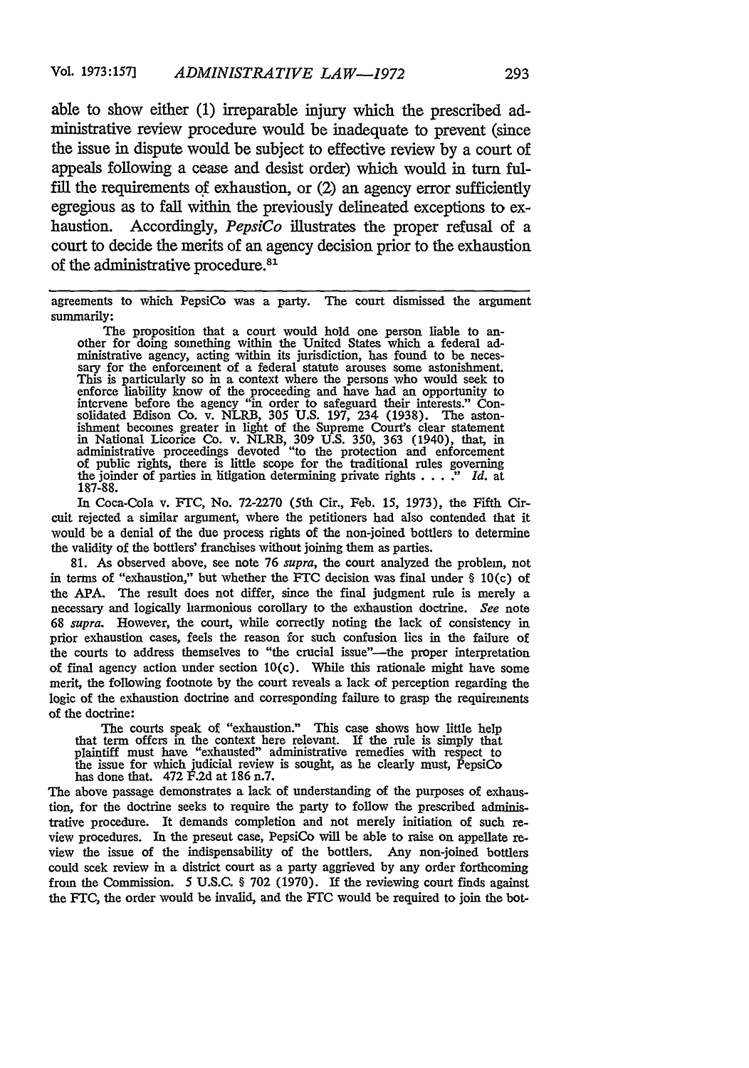able to show either (1) irreparable injury which the prescribed administrative review procedure would be inadequate to prevent (since the issue in dispute would be subject to effective review by a court of appeals following a cease and desist order) which would in turn fulfill the requirements of exhaustion, or (2) an agency error sufficiently egregious as to fall within the previously delineated exceptions to exhaustion. Accordingly, *PepsiCo* illustrates the proper refusal of a court to decide the merits of an agency decision prior to the exhaustion of the administrative procedure.[81]

---

agreements to which PepsiCo was a party. The court dismissed the argument summarily:

> The proposition that a court would hold one person liable to another for doing something within the United States which a federal administrative agency, acting within its jurisdiction, has found to be necessary for the enforcement of a federal statute arouses some astonishment. This is particularly so in a context where the persons who would seek to enforce liability know of the proceeding and have had an opportunity to intervene before the agency "in order to safeguard their interests." Consolidated Edison Co. v. NLRB, 305 U.S. 197, 234 (1938). The astonishment becomes greater in light of the Supreme Court's clear statement in National Licorice Co. v. NLRB, 309 U.S. 350, 363 (1940), that, in administrative proceedings devoted "to the protection and enforcement of public rights, there is little scope for the traditional rules governing the joinder of parties in litigation determining private rights . . . ." *Id.* at 187-88.

In Coca-Cola v. FTC, No. 72-2270 (5th Cir., Feb. 15, 1973), the Fifth Circuit rejected a similar argument, where the petitioners had also contended that it would be a denial of the due process rights of the non-joined bottlers to determine the validity of the bottlers' franchises without joining them as parties.

81. As observed above, see note 76 *supra*, the court analyzed the problem, not in terms of "exhaustion," but whether the FTC decision was final under § 10(c) of the APA. The result does not differ, since the final judgment rule is merely a necessary and logically harmonious corollary to the exhaustion doctrine. *See* note 68 *supra*. However, the court, while correctly noting the lack of consistency in prior exhaustion cases, feels the reason for such confusion lies in the failure of the courts to address themselves to "the crucial issue"—the proper interpretation of final agency action under section 10(c). While this rationale might have some merit, the following footnote by the court reveals a lack of perception regarding the logic of the exhaustion doctrine and corresponding failure to grasp the requirements of the doctrine:

> The courts speak of "exhaustion." This case shows how little help that term offers in the context here relevant. If the rule is simply that plaintiff must have "exhausted" administrative remedies with respect to the issue for which judicial review is sought, as he clearly must, PepsiCo has done that. 472 F.2d at 186 n.7.

The above passage demonstrates a lack of understanding of the purposes of exhaustion, for the doctrine seeks to require the party to follow the prescribed administrative procedure. It demands completion and not merely initiation of such review procedures. In the present case, PepsiCo will be able to raise on appellate review the issue of the indispensability of the bottlers. Any non-joined bottlers could seek review in a district court as a party aggrieved by any order forthcoming from the Commission. 5 U.S.C. § 702 (1970). If the reviewing court finds against the FTC, the order would be invalid, and the FTC would be required to join the bot-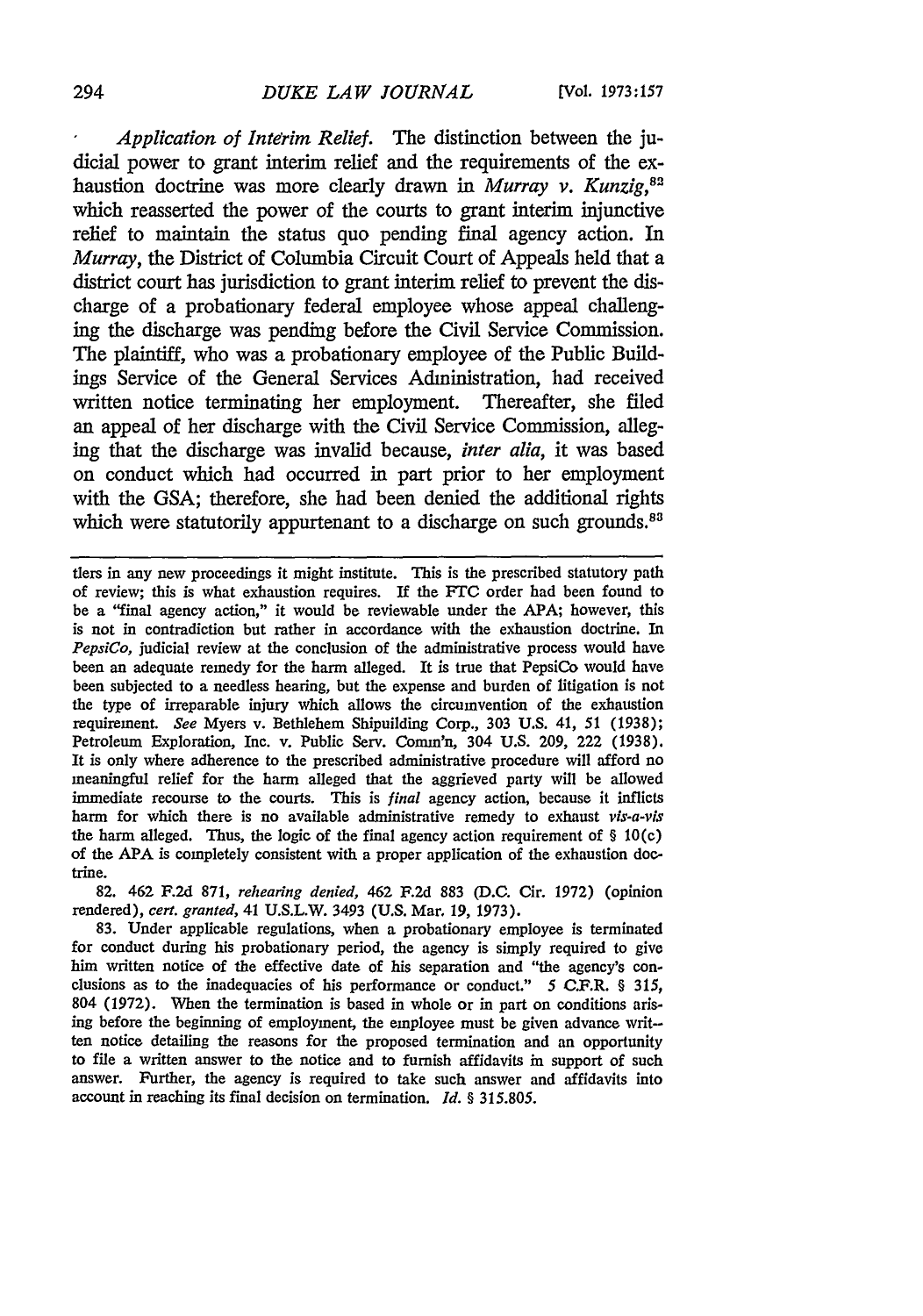*Application of Interim Relief.* The distinction between the judicial power to grant interim relief and the requirements of the exhaustion doctrine was more clearly drawn in *Murray v. Kunzig*,[82] which reasserted the power of the courts to grant interim injunctive relief to maintain the status quo pending final agency action. In *Murray*, the District of Columbia Circuit Court of Appeals held that a district court has jurisdiction to grant interim relief to prevent the discharge of a probationary federal employee whose appeal challenging the discharge was pending before the Civil Service Commission. The plaintiff, who was a probationary employee of the Public Buildings Service of the General Services Administration, had received written notice terminating her employment. Thereafter, she filed an appeal of her discharge with the Civil Service Commission, alleging that the discharge was invalid because, *inter alia*, it was based on conduct which had occurred in part prior to her employment with the GSA; therefore, she had been denied the additional rights which were statutorily appurtenant to a discharge on such grounds.[83]

---

tiers in any new proceedings it might institute. This is the prescribed statutory path of review; this is what exhaustion requires. If the FTC order had been found to be a "final agency action," it would be reviewable under the APA; however, this is not in contradiction but rather in accordance with the exhaustion doctrine. In *PepsiCo*, judicial review at the conclusion of the administrative process would have been an adequate remedy for the harm alleged. It is true that PepsiCo would have been subjected to a needless hearing, but the expense and burden of litigation is not the type of irreparable injury which allows the circumvention of the exhaustion requirement. *See* Myers v. Bethlehem Shipuilding Corp., 303 U.S. 41, 51 (1938); Petroleum Exploration, Inc. v. Public Serv. Comm'n, 304 U.S. 209, 222 (1938). It is only where adherence to the prescribed administrative procedure will afford no meaningful relief for the harm alleged that the aggrieved party will be allowed immediate recourse to the courts. This is *final* agency action, because it inflicts harm for which there is no available administrative remedy to exhaust *vis-a-vis* the harm alleged. Thus, the logic of the final agency action requirement of § 10(c) of the APA is completely consistent with a proper application of the exhaustion doctrine.

82. 462 F.2d 871, *rehearing denied*, 462 F.2d 883 (D.C. Cir. 1972) (opinion rendered), *cert. granted*, 41 U.S.L.W. 3493 (U.S. Mar. 19, 1973).

83. Under applicable regulations, when a probationary employee is terminated for conduct during his probationary period, the agency is simply required to give him written notice of the effective date of his separation and "the agency's conclusions as to the inadequacies of his performance or conduct." 5 C.F.R. § 315, 804 (1972). When the termination is based in whole or in part on conditions arising before the beginning of employment, the employee must be given advance written notice detailing the reasons for the proposed termination and an opportunity to file a written answer to the notice and to furnish affidavits in support of such answer. Further, the agency is required to take such answer and affidavits into account in reaching its final decision on termination. *Id.* § 315.805.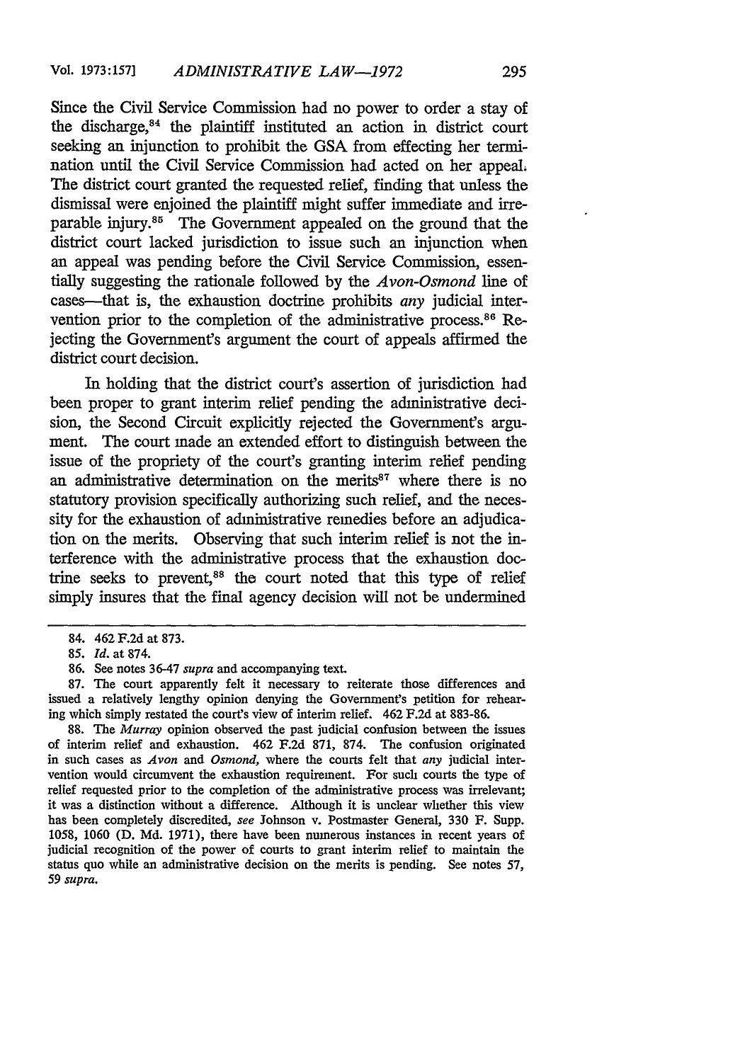Since the Civil Service Commission had no power to order a stay of the discharge,[84] the plaintiff instituted an action in district court seeking an injunction to prohibit the GSA from effecting her termination until the Civil Service Commission had acted on her appeal. The district court granted the requested relief, finding that unless the dismissal were enjoined the plaintiff might suffer immediate and irreparable injury.[85] The Government appealed on the ground that the district court lacked jurisdiction to issue such an injunction when an appeal was pending before the Civil Service Commission, essentially suggesting the rationale followed by the *Avon-Osmond* line of cases—that is, the exhaustion doctrine prohibits *any* judicial intervention prior to the completion of the administrative process.[86] Rejecting the Government's argument the court of appeals affirmed the district court decision.

In holding that the district court's assertion of jurisdiction had been proper to grant interim relief pending the administrative decision, the Second Circuit explicitly rejected the Government's argument. The court made an extended effort to distinguish between the issue of the propriety of the court's granting interim relief pending an administrative determination on the merits[87] where there is no statutory provision specifically authorizing such relief, and the necessity for the exhaustion of administrative remedies before an adjudication on the merits. Observing that such interim relief is not the interference with the administrative process that the exhaustion doctrine seeks to prevent,[88] the court noted that this type of relief simply insures that the final agency decision will not be undermined

---

84. 462 F.2d at 873.

85. *Id.* at 874.

86. See notes 36-47 *supra* and accompanying text.

87. The court apparently felt it necessary to reiterate those differences and issued a relatively lengthy opinion denying the Government's petition for rehearing which simply restated the court's view of interim relief. 462 F.2d at 883-86.

88. The *Murray* opinion observed the past judicial confusion between the issues of interim relief and exhaustion. 462 F.2d 871, 874. The confusion originated in such cases as *Avon* and *Osmond,* where the courts felt that *any* judicial intervention would circumvent the exhaustion requirement. For such courts the type of relief requested prior to the completion of the administrative process was irrelevant; it was a distinction without a difference. Although it is unclear whether this view has been completely discredited, *see* Johnson v. Postmaster General, 330 F. Supp. 1058, 1060 (D. Md. 1971), there have been numerous instances in recent years of judicial recognition of the power of courts to grant interim relief to maintain the status quo while an administrative decision on the merits is pending. See notes 57, 59 *supra.*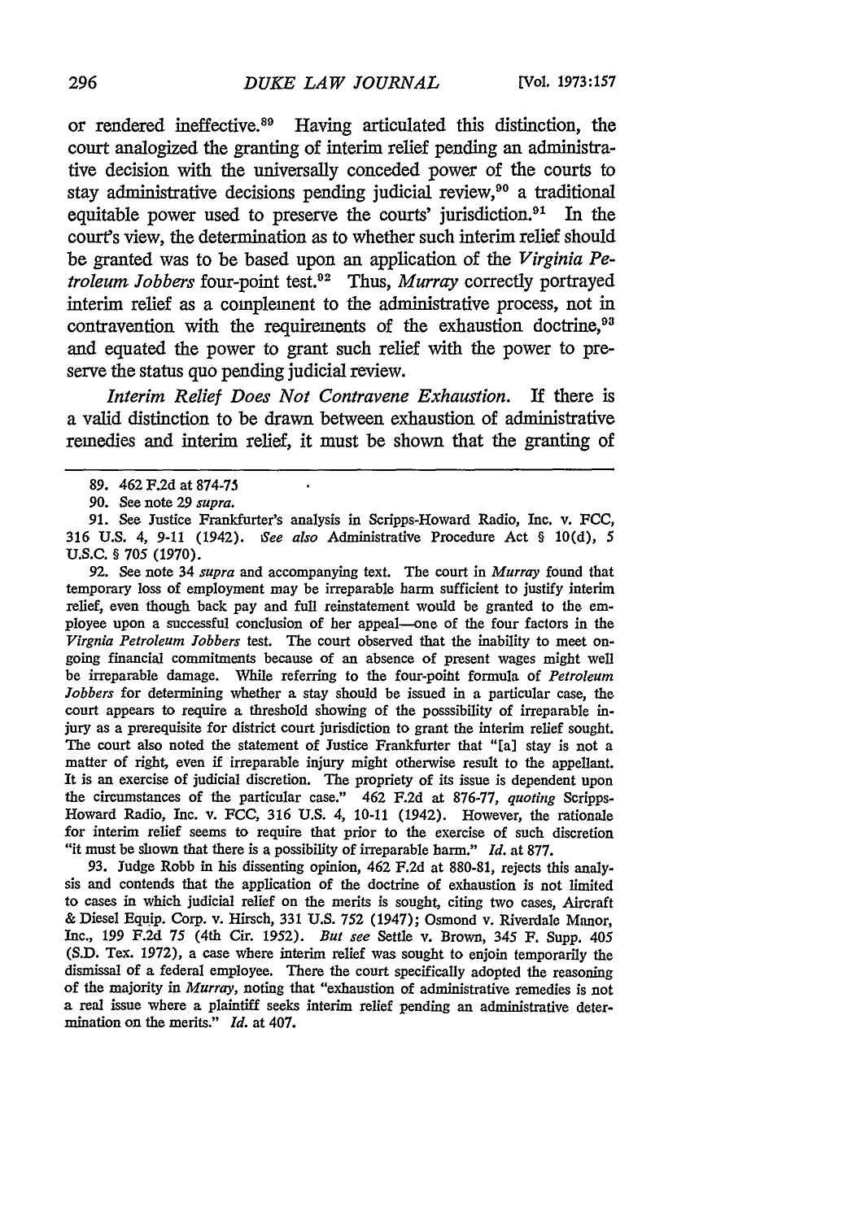or rendered ineffective.[89] Having articulated this distinction, the court analogized the granting of interim relief pending an administrative decision with the universally conceded power of the courts to stay administrative decisions pending judicial review,[90] a traditional equitable power used to preserve the courts' jurisdiction.[91] In the court's view, the determination as to whether such interim relief should be granted was to be based upon an application of the *Virginia Petroleum Jobbers* four-point test.[92] Thus, *Murray* correctly portrayed interim relief as a complement to the administrative process, not in contravention with the requirements of the exhaustion doctrine,[93] and equated the power to grant such relief with the power to preserve the status quo pending judicial review.

*Interim Relief Does Not Contravene Exhaustion.* If there is a valid distinction to be drawn between exhaustion of administrative remedies and interim relief, it must be shown that the granting of

---

89. 462 F.2d at 874-75

90. See note 29 *supra.*

91. See Justice Frankfurter's analysis in Scripps-Howard Radio, Inc. v. FCC, 316 U.S. 4, 9-11 (1942). *See also* Administrative Procedure Act § 10(d), 5 U.S.C. § 705 (1970).

92. See note 34 *supra* and accompanying text. The court in *Murray* found that temporary loss of employment may be irreparable harm sufficient to justify interim relief, even though back pay and full reinstatement would be granted to the employee upon a successful conclusion of her appeal—one of the four factors in the *Virginia Petroleum Jobbers* test. The court observed that the inability to meet ongoing financial commitments because of an absence of present wages might well be irreparable damage. While referring to the four-point formula of *Petroleum Jobbers* for determining whether a stay should be issued in a particular case, the court appears to require a threshold showing of the posssibility of irreparable injury as a prerequisite for district court jurisdiction to grant the interim relief sought. The court also noted the statement of Justice Frankfurter that "[a] stay is not a matter of right, even if irreparable injury might otherwise result to the appellant. It is an exercise of judicial discretion. The propriety of its issue is dependent upon the circumstances of the particular case." 462 F.2d at 876-77, *quoting* Scripps-Howard Radio, Inc. v. FCC, 316 U.S. 4, 10-11 (1942). However, the rationale for interim relief seems to require that prior to the exercise of such discretion "it must be shown that there is a possibility of irreparable harm." *Id.* at 877.

93. Judge Robb in his dissenting opinion, 462 F.2d at 880-81, rejects this analysis and contends that the application of the doctrine of exhaustion is not limited to cases in which judicial relief on the merits is sought, citing two cases, Aircraft & Diesel Equip. Corp. v. Hirsch, 331 U.S. 752 (1947); Osmond v. Riverdale Manor, Inc., 199 F.2d 75 (4th Cir. 1952). *But see* Settle v. Brown, 345 F. Supp. 405 (S.D. Tex. 1972), a case where interim relief was sought to enjoin temporarily the dismissal of a federal employee. There the court specifically adopted the reasoning of the majority in *Murray*, noting that "exhaustion of administrative remedies is not a real issue where a plaintiff seeks interim relief pending an administrative determination on the merits." *Id.* at 407.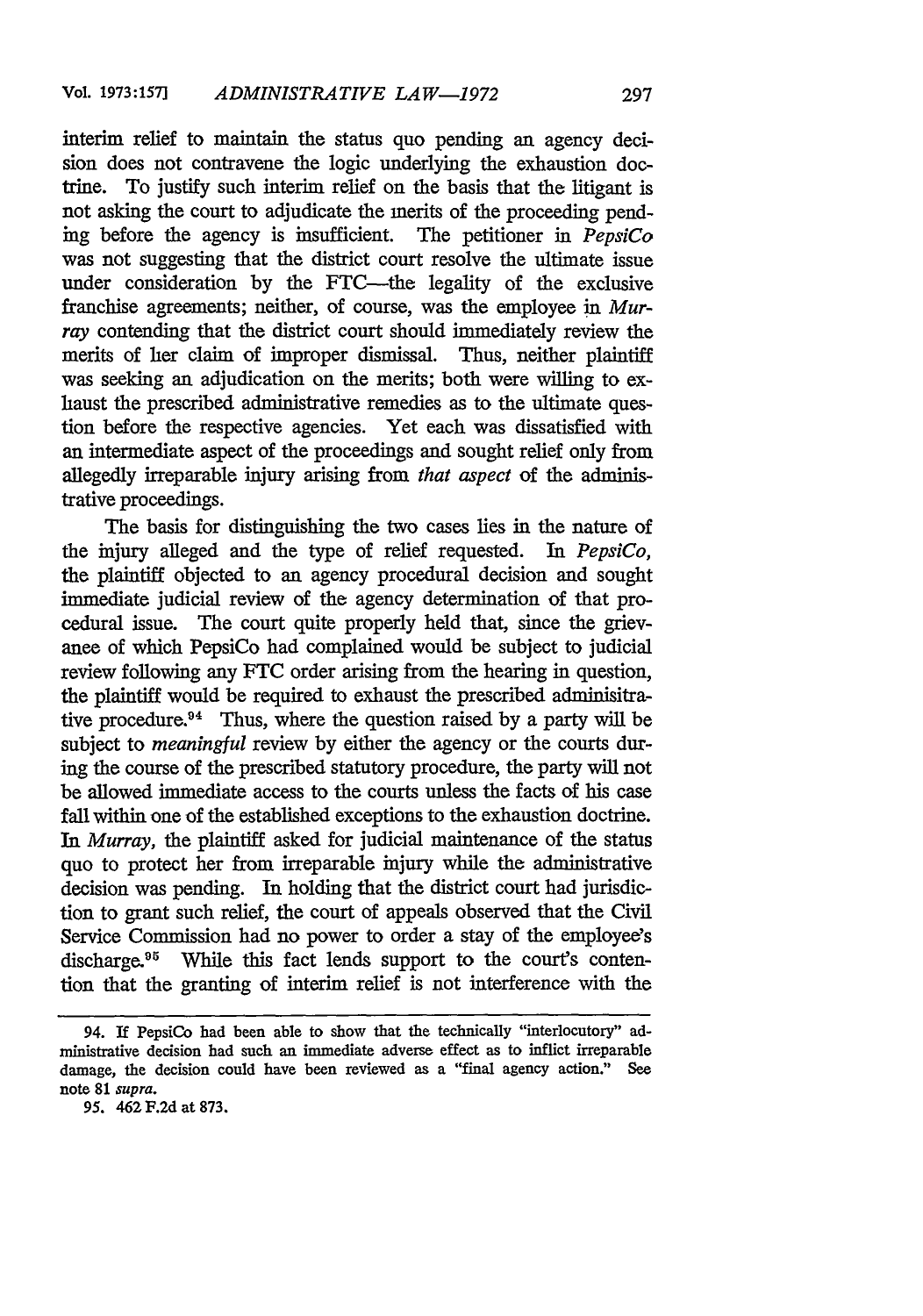interim relief to maintain the status quo pending an agency decision does not contravene the logic underlying the exhaustion doctrine. To justify such interim relief on the basis that the litigant is not asking the court to adjudicate the merits of the proceeding pending before the agency is insufficient. The petitioner in *PepsiCo* was not suggesting that the district court resolve the ultimate issue under consideration by the FTC—the legality of the exclusive franchise agreements; neither, of course, was the employee in *Murray* contending that the district court should immediately review the merits of her claim of improper dismissal. Thus, neither plaintiff was seeking an adjudication on the merits; both were willing to exhaust the prescribed administrative remedies as to the ultimate question before the respective agencies. Yet each was dissatisfied with an intermediate aspect of the proceedings and sought relief only from allegedly irreparable injury arising from *that aspect* of the administrative proceedings.

The basis for distinguishing the two cases lies in the nature of the injury alleged and the type of relief requested. In *PepsiCo*, the plaintiff objected to an agency procedural decision and sought immediate judicial review of the agency determination of that procedural issue. The court quite properly held that, since the grievance of which PepsiCo had complained would be subject to judicial review following any FTC order arising from the hearing in question, the plaintiff would be required to exhaust the prescribed adminisitrative procedure.[94] Thus, where the question raised by a party will be subject to *meaningful* review by either the agency or the courts during the course of the prescribed statutory procedure, the party will not be allowed immediate access to the courts unless the facts of his case fall within one of the established exceptions to the exhaustion doctrine. In *Murray*, the plaintiff asked for judicial maintenance of the status quo to protect her from irreparable injury while the administrative decision was pending. In holding that the district court had jurisdiction to grant such relief, the court of appeals observed that the Civil Service Commission had no power to order a stay of the employee's discharge.[95] While this fact lends support to the court's contention that the granting of interim relief is not interference with the

---

94. If PepsiCo had been able to show that the technically "interlocutory" administrative decision had such an immediate adverse effect as to inflict irreparable damage, the decision could have been reviewed as a "final agency action." See note 81 *supra*.

95. 462 F.2d at 873.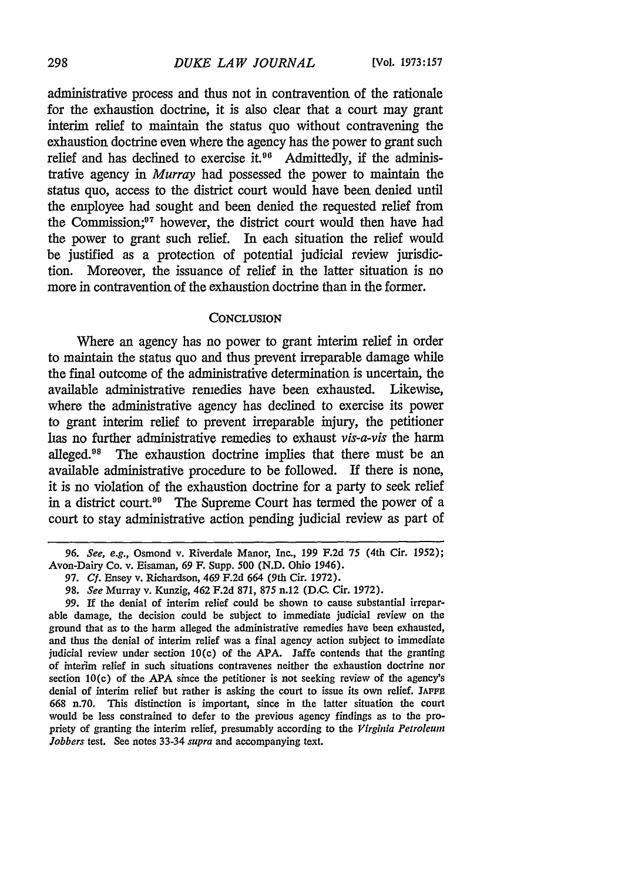administrative process and thus not in contravention of the rationale for the exhaustion doctrine, it is also clear that a court may grant interim relief to maintain the status quo without contravening the exhaustion doctrine even where the agency has the power to grant such relief and has declined to exercise it.[96] Admittedly, if the administrative agency in *Murray* had possessed the power to maintain the status quo, access to the district court would have been denied until the employee had sought and been denied the requested relief from the Commission;[97] however, the district court would then have had the power to grant such relief. In each situation the relief would be justified as a protection of potential judicial review jurisdiction. Moreover, the issuance of relief in the latter situation is no more in contravention of the exhaustion doctrine than in the former.

## CONCLUSION

Where an agency has no power to grant interim relief in order to maintain the status quo and thus prevent irreparable damage while the final outcome of the administrative determination is uncertain, the available administrative remedies have been exhausted. Likewise, where the administrative agency has declined to exercise its power to grant interim relief to prevent irreparable injury, the petitioner has no further administrative remedies to exhaust *vis-a-vis* the harm alleged.[98] The exhaustion doctrine implies that there must be an available administrative procedure to be followed. If there is none, it is no violation of the exhaustion doctrine for a party to seek relief in a district court.[99] The Supreme Court has termed the power of a court to stay administrative action pending judicial review as part of

---

96. *See, e.g.*, Osmond v. Riverdale Manor, Inc., 199 F.2d 75 (4th Cir. 1952); Avon-Dairy Co. v. Eisaman, 69 F. Supp. 500 (N.D. Ohio 1946).

97. *Cf.* Ensey v. Richardson, 469 F.2d 664 (9th Cir. 1972).

98. *See* Murray v. Kunzig, 462 F.2d 871, 875 n.12 (D.C. Cir. 1972).

99. If the denial of interim relief could be shown to cause substantial irreparable damage, the decision could be subject to immediate judicial review on the ground that as to the harm alleged the administrative remedies have been exhausted, and thus the denial of interim relief was a final agency action subject to immediate judicial review under section 10(c) of the APA. Jaffe contends that the granting of interim relief in such situations contravenes neither the exhaustion doctrine nor section 10(c) of the APA since the petitioner is not seeking review of the agency's denial of interim relief but rather is asking the court to issue its own relief. JAFFE 668 n.70. This distinction is important, since in the latter situation the court would be less constrained to defer to the previous agency findings as to the propriety of granting the interim relief, presumably according to the *Virginia Petroleum Jobbers* test. See notes 33-34 *supra* and accompanying text.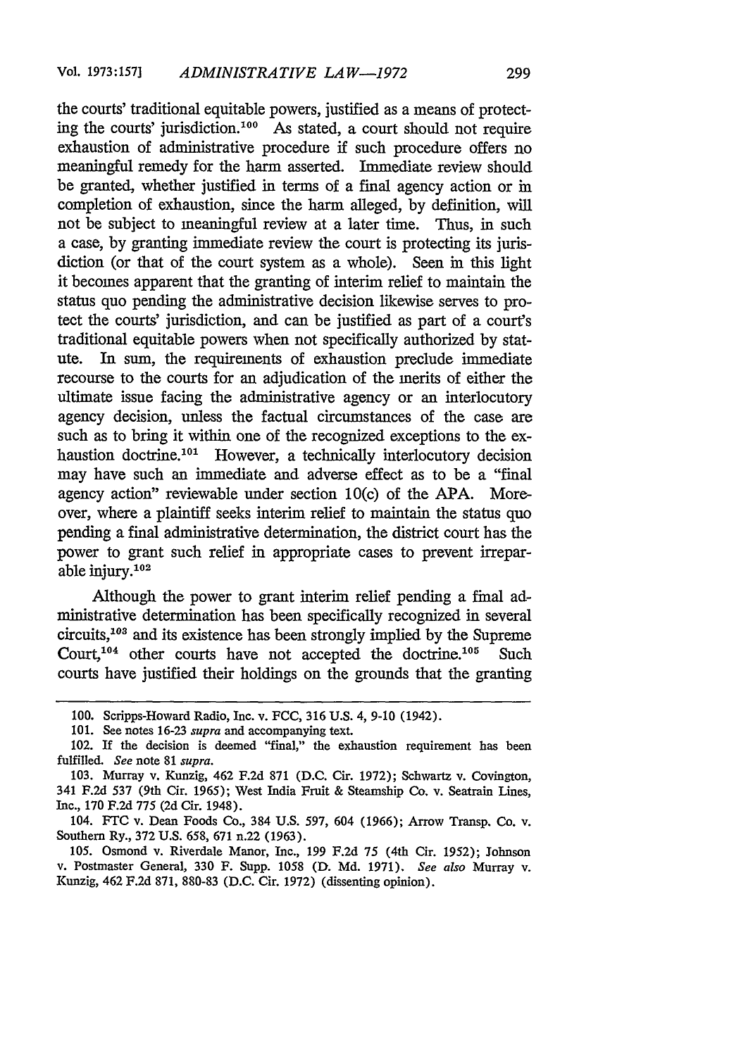the courts' traditional equitable powers, justified as a means of protecting the courts' jurisdiction.[100] As stated, a court should not require exhaustion of administrative procedure if such procedure offers no meaningful remedy for the harm asserted. Immediate review should be granted, whether justified in terms of a final agency action or in completion of exhaustion, since the harm alleged, by definition, will not be subject to meaningful review at a later time. Thus, in such a case, by granting immediate review the court is protecting its jurisdiction (or that of the court system as a whole). Seen in this light it becomes apparent that the granting of interim relief to maintain the status quo pending the administrative decision likewise serves to protect the courts' jurisdiction, and can be justified as part of a court's traditional equitable powers when not specifically authorized by statute. In sum, the requirements of exhaustion preclude immediate recourse to the courts for an adjudication of the merits of either the ultimate issue facing the administrative agency or an interlocutory agency decision, unless the factual circumstances of the case are such as to bring it within one of the recognized exceptions to the exhaustion doctrine.[101] However, a technically interlocutory decision may have such an immediate and adverse effect as to be a "final agency action" reviewable under section 10(c) of the APA. Moreover, where a plaintiff seeks interim relief to maintain the status quo pending a final administrative determination, the district court has the power to grant such relief in appropriate cases to prevent irreparable injury.[102]

Although the power to grant interim relief pending a final administrative determination has been specifically recognized in several circuits,[103] and its existence has been strongly implied by the Supreme Court,[104] other courts have not accepted the doctrine.[105] Such courts have justified their holdings on the grounds that the granting

---

100. Scripps-Howard Radio, Inc. v. FCC, 316 U.S. 4, 9-10 (1942).

101. See notes 16-23 *supra* and accompanying text.

102. If the decision is deemed "final," the exhaustion requirement has been fulfilled. *See* note 81 *supra*.

103. Murray v. Kunzig, 462 F.2d 871 (D.C. Cir. 1972); Schwartz v. Covington, 341 F.2d 537 (9th Cir. 1965); West India Fruit & Steamship Co. v. Seatrain Lines, Inc., 170 F.2d 775 (2d Cir. 1948).

104. FTC v. Dean Foods Co., 384 U.S. 597, 604 (1966); Arrow Transp. Co. v. Southern Ry., 372 U.S. 658, 671 n.22 (1963).

105. Osmond v. Riverdale Manor, Inc., 199 F.2d 75 (4th Cir. 1952); Johnson v. Postmaster General, 330 F. Supp. 1058 (D. Md. 1971). *See also* Murray v. Kunzig, 462 F.2d 871, 880-83 (D.C. Cir. 1972) (dissenting opinion).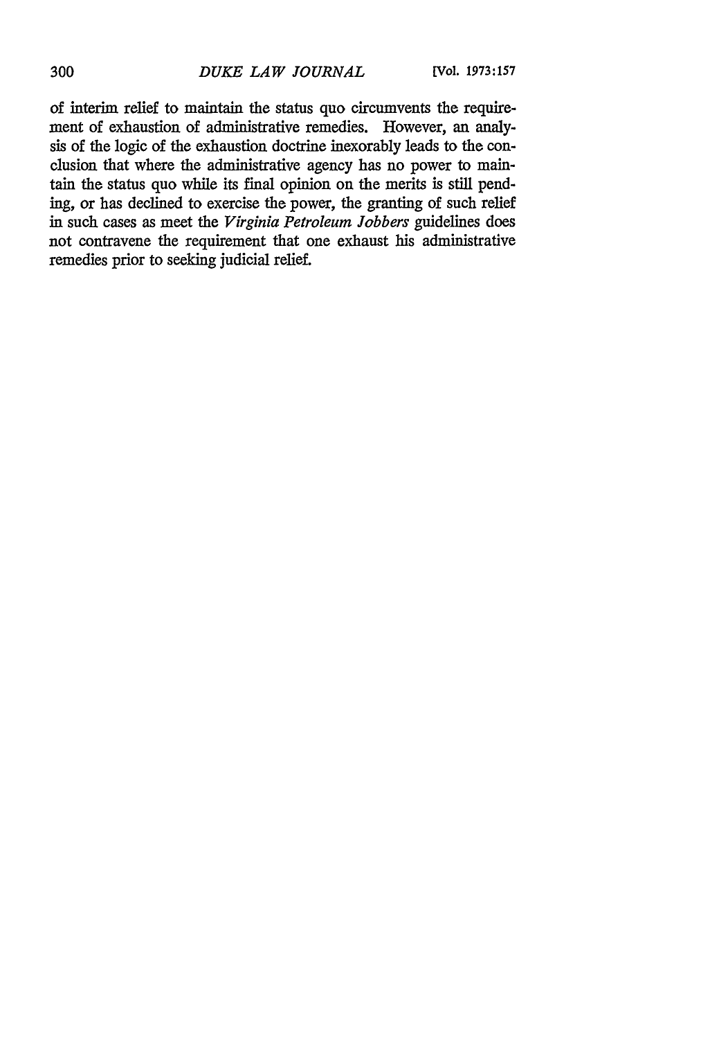of interim relief to maintain the status quo circumvents the requirement of exhaustion of administrative remedies. However, an analysis of the logic of the exhaustion doctrine inexorably leads to the conclusion that where the administrative agency has no power to maintain the status quo while its final opinion on the merits is still pending, or has declined to exercise the power, the granting of such relief in such cases as meet the *Virginia Petroleum Jobbers* guidelines does not contravene the requirement that one exhaust his administrative remedies prior to seeking judicial relief.